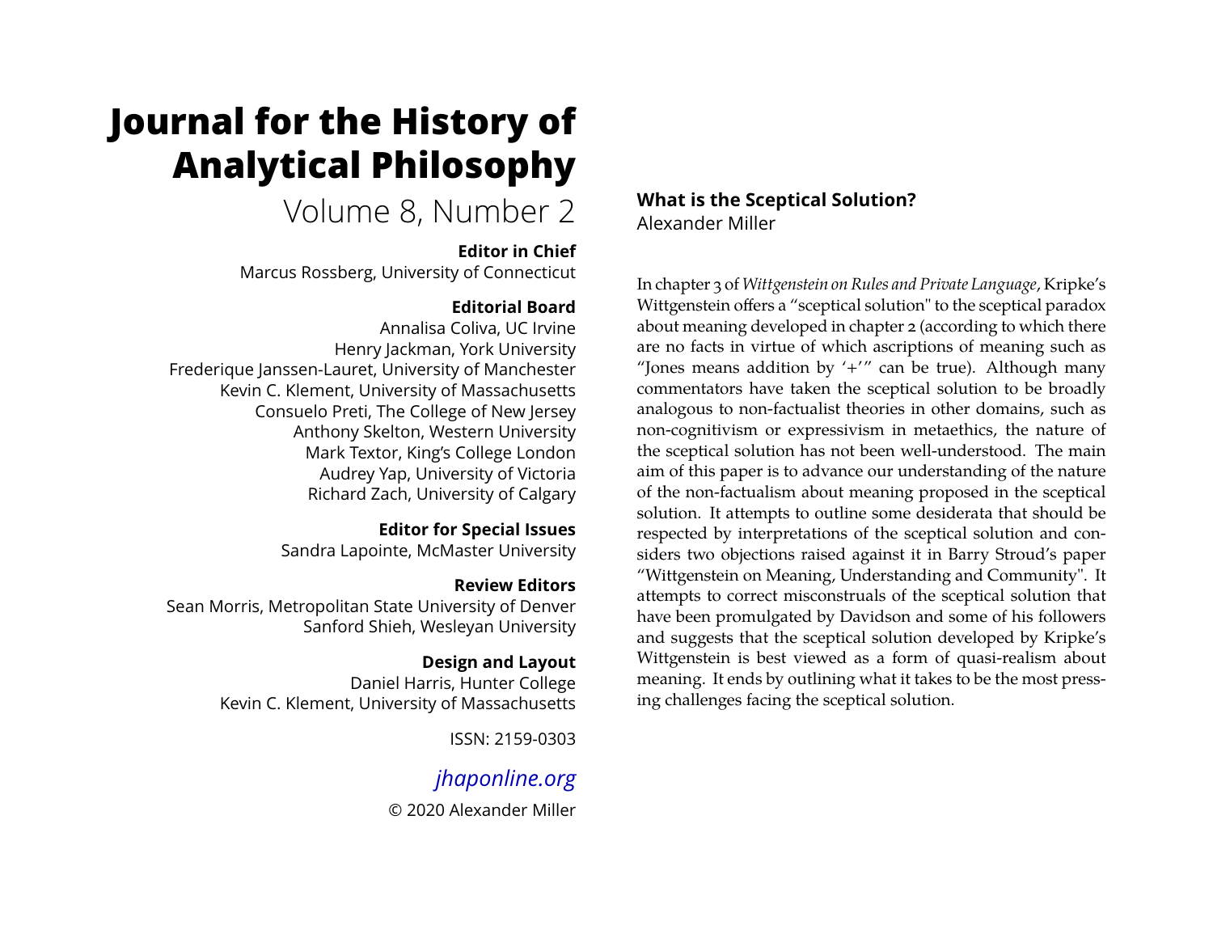# Journal for the History of Analytical Philosophy

Volume 8, Number 2

**Editor in Chief**
Marcus Rossberg, University of Connecticut

**Editorial Board**
Annalisa Coliva, UC Irvine
Henry Jackman, York University
Frederique Janssen-Lauret, University of Manchester
Kevin C. Klement, University of Massachusetts
Consuelo Preti, The College of New Jersey
Anthony Skelton, Western University
Mark Textor, King's College London
Audrey Yap, University of Victoria
Richard Zach, University of Calgary

**Editor for Special Issues**
Sandra Lapointe, McMaster University

**Review Editors**
Sean Morris, Metropolitan State University of Denver
Sanford Shieh, Wesleyan University

**Design and Layout**
Daniel Harris, Hunter College
Kevin C. Klement, University of Massachusetts

ISSN: 2159-0303

*jhaponline.org*

© 2020 Alexander Miller

## What is the Sceptical Solution?

Alexander Miller

In chapter 3 of *Wittgenstein on Rules and Private Language*, Kripke's Wittgenstein offers a "sceptical solution" to the sceptical paradox about meaning developed in chapter 2 (according to which there are no facts in virtue of which ascriptions of meaning such as "Jones means addition by '+'" can be true). Although many commentators have taken the sceptical solution to be broadly analogous to non-factualist theories in other domains, such as non-cognitivism or expressivism in metaethics, the nature of the sceptical solution has not been well-understood. The main aim of this paper is to advance our understanding of the nature of the non-factualism about meaning proposed in the sceptical solution. It attempts to outline some desiderata that should be respected by interpretations of the sceptical solution and considers two objections raised against it in Barry Stroud's paper "Wittgenstein on Meaning, Understanding and Community". It attempts to correct misconstruals of the sceptical solution that have been promulgated by Davidson and some of his followers and suggests that the sceptical solution developed by Kripke's Wittgenstein is best viewed as a form of quasi-realism about meaning. It ends by outlining what it takes to be the most pressing challenges facing the sceptical solution.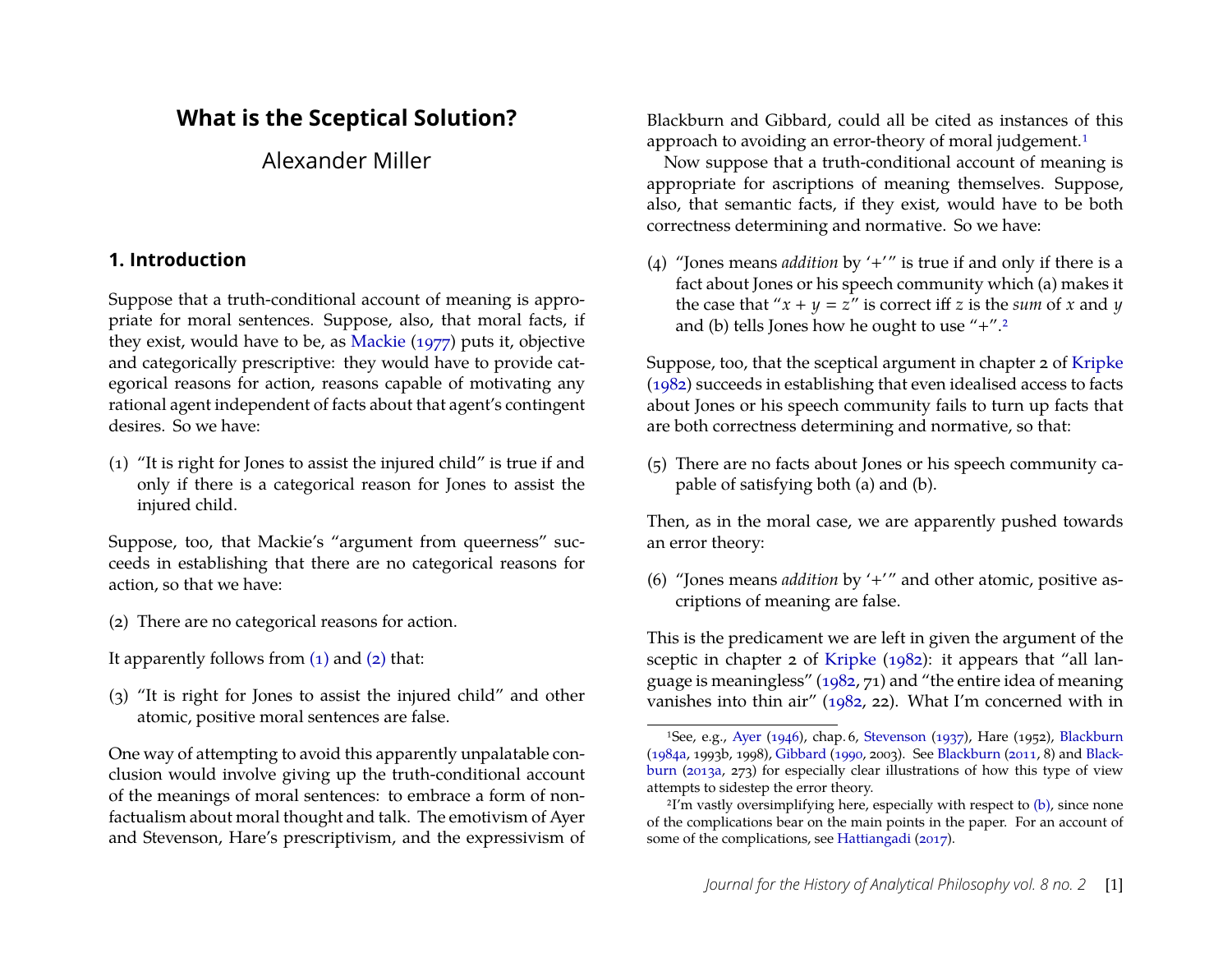# What is the Sceptical Solution?

Alexander Miller

## 1. Introduction

Suppose that a truth-conditional account of meaning is appropriate for moral sentences. Suppose, also, that moral facts, if they exist, would have to be, as Mackie (1977) puts it, objective and categorically prescriptive: they would have to provide categorical reasons for action, reasons capable of motivating any rational agent independent of facts about that agent's contingent desires. So we have:

(1) "It is right for Jones to assist the injured child" is true if and only if there is a categorical reason for Jones to assist the injured child.

Suppose, too, that Mackie's "argument from queerness" succeeds in establishing that there are no categorical reasons for action, so that we have:

(2) There are no categorical reasons for action.

It apparently follows from (1) and (2) that:

(3) "It is right for Jones to assist the injured child" and other atomic, positive moral sentences are false.

One way of attempting to avoid this apparently unpalatable conclusion would involve giving up the truth-conditional account of the meanings of moral sentences: to embrace a form of non-factualism about moral thought and talk. The emotivism of Ayer and Stevenson, Hare's prescriptivism, and the expressivism of Blackburn and Gibbard, could all be cited as instances of this approach to avoiding an error-theory of moral judgement.[1]

Now suppose that a truth-conditional account of meaning is appropriate for ascriptions of meaning themselves. Suppose, also, that semantic facts, if they exist, would have to be both correctness determining and normative. So we have:

(4) "Jones means *addition* by '+'" is true if and only if there is a fact about Jones or his speech community which (a) makes it the case that "$x + y = z$" is correct iff $z$ is the *sum* of $x$ and $y$ and (b) tells Jones how he ought to use "+".[2]

Suppose, too, that the sceptical argument in chapter 2 of Kripke (1982) succeeds in establishing that even idealised access to facts about Jones or his speech community fails to turn up facts that are both correctness determining and normative, so that:

(5) There are no facts about Jones or his speech community capable of satisfying both (a) and (b).

Then, as in the moral case, we are apparently pushed towards an error theory:

(6) "Jones means *addition* by '+'" and other atomic, positive ascriptions of meaning are false.

This is the predicament we are left in given the argument of the sceptic in chapter 2 of Kripke (1982): it appears that "all language is meaningless" (1982, 71) and "the entire idea of meaning vanishes into thin air" (1982, 22). What I'm concerned with in

[1] See, e.g., Ayer (1946), chap. 6, Stevenson (1937), Hare (1952), Blackburn (1984a, 1993b, 1998), Gibbard (1990, 2003). See Blackburn (2011, 8) and Blackburn (2013a, 273) for especially clear illustrations of how this type of view attempts to sidestep the error theory.

[2] I'm vastly oversimplifying here, especially with respect to (b), since none of the complications bear on the main points in the paper. For an account of some of the complications, see Hattiangadi (2017).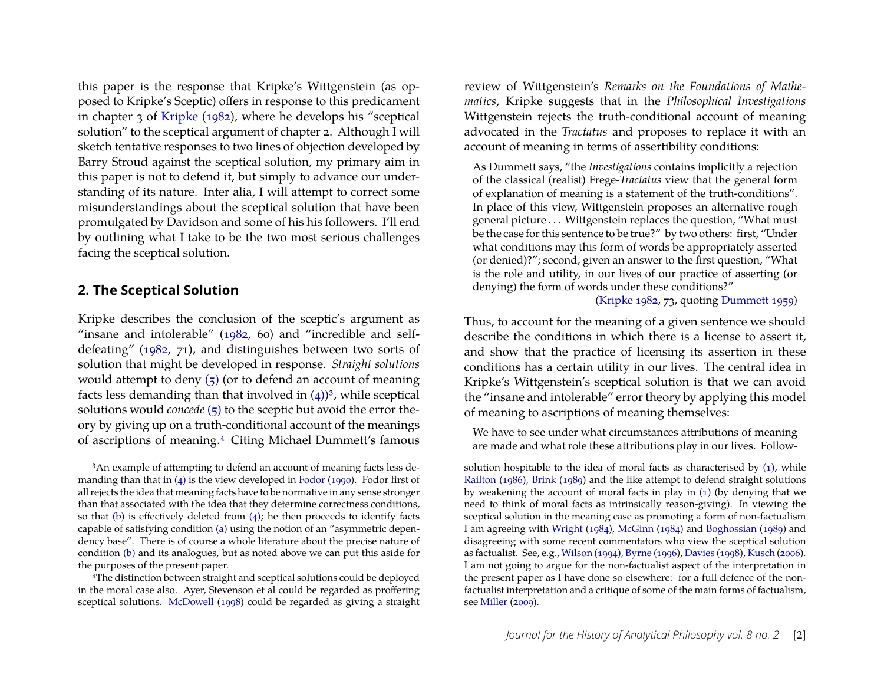this paper is the response that Kripke's Wittgenstein (as opposed to Kripke's Sceptic) offers in response to this predicament in chapter 3 of Kripke (1982), where he develops his "sceptical solution" to the sceptical argument of chapter 2. Although I will sketch tentative responses to two lines of objection developed by Barry Stroud against the sceptical solution, my primary aim in this paper is not to defend it, but simply to advance our understanding of its nature. Inter alia, I will attempt to correct some misunderstandings about the sceptical solution that have been promulgated by Davidson and some of his his followers. I'll end by outlining what I take to be the two most serious challenges facing the sceptical solution.

## 2. The Sceptical Solution

Kripke describes the conclusion of the sceptic's argument as "insane and intolerable" (1982, 60) and "incredible and self-defeating" (1982, 71), and distinguishes between two sorts of solution that might be developed in response. *Straight solutions* would attempt to deny (5) (or to defend an account of meaning facts less demanding than that involved in (4))[3], while sceptical solutions would *concede* (5) to the sceptic but avoid the error theory by giving up on a truth-conditional account of the meanings of ascriptions of meaning.[4] Citing Michael Dummett's famous review of Wittgenstein's *Remarks on the Foundations of Mathematics*, Kripke suggests that in the *Philosophical Investigations* Wittgenstein rejects the truth-conditional account of meaning advocated in the *Tractatus* and proposes to replace it with an account of meaning in terms of assertibility conditions:

> As Dummett says, "the *Investigations* contains implicitly a rejection of the classical (realist) Frege-*Tractatus* view that the general form of explanation of meaning is a statement of the truth-conditions". In place of this view, Wittgenstein proposes an alternative rough general picture . . . Wittgenstein replaces the question, "What must be the case for this sentence to be true?" by two others: first, "Under what conditions may this form of words be appropriately asserted (or denied)?"; second, given an answer to the first question, "What is the role and utility, in our lives of our practice of asserting (or denying) the form of words under these conditions?"
>
> (Kripke 1982, 73, quoting Dummett 1959)

Thus, to account for the meaning of a given sentence we should describe the conditions in which there is a license to assert it, and show that the practice of licensing its assertion in these conditions has a certain utility in our lives. The central idea in Kripke's Wittgenstein's sceptical solution is that we can avoid the "insane and intolerable" error theory by applying this model of meaning to ascriptions of meaning themselves:

> We have to see under what circumstances attributions of meaning are made and what role these attributions play in our lives. Follow-

---

[3] An example of attempting to defend an account of meaning facts less demanding than that in (4) is the view developed in Fodor (1990). Fodor first of all rejects the idea that meaning facts have to be normative in any sense stronger than that associated with the idea that they determine correctness conditions, so that (b) is effectively deleted from (4); he then proceeds to identify facts capable of satisfying condition (a) using the notion of an "asymmetric dependency base". There is of course a whole literature about the precise nature of condition (b) and its analogues, but as noted above we can put this aside for the purposes of the present paper.

[4] The distinction between straight and sceptical solutions could be deployed in the moral case also. Ayer, Stevenson et al could be regarded as proffering sceptical solutions. McDowell (1998) could be regarded as giving a straight solution hospitable to the idea of moral facts as characterised by (1), while Railton (1986), Brink (1989) and the like attempt to defend straight solutions by weakening the account of moral facts in play in (1) (by denying that we need to think of moral facts as intrinsically reason-giving). In viewing the sceptical solution in the meaning case as promoting a form of non-factualism I am agreeing with Wright (1984), McGinn (1984) and Boghossian (1989) and disagreeing with some recent commentators who view the sceptical solution as factualist. See, e.g., Wilson (1994), Byrne (1996), Davies (1998), Kusch (2006). I am not going to argue for the non-factualist aspect of the interpretation in the present paper as I have done so elsewhere: for a full defence of the non-factualist interpretation and a critique of some of the main forms of factualism, see Miller (2009).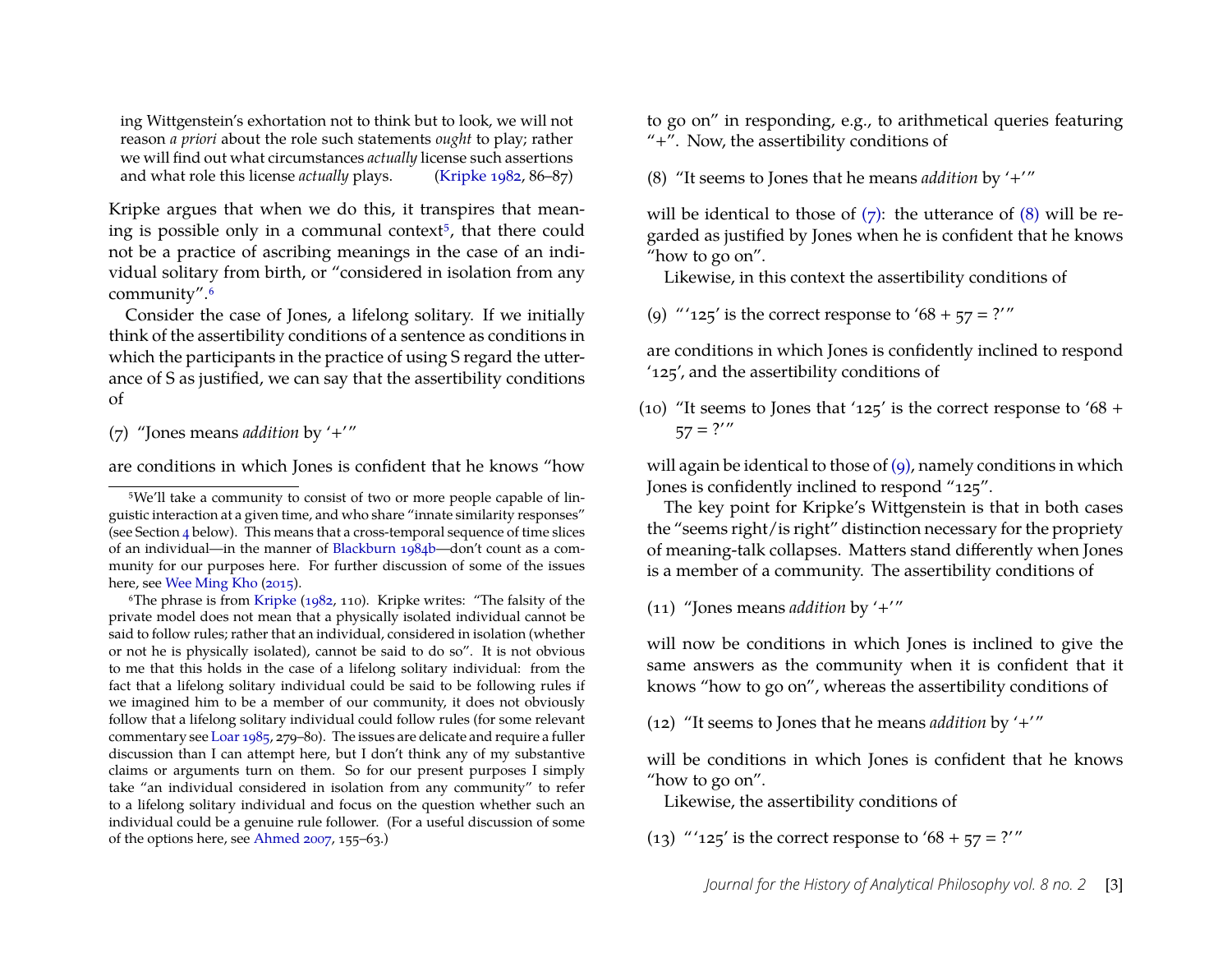ing Wittgenstein's exhortation not to think but to look, we will not reason *a priori* about the role such statements *ought* to play; rather we will find out what circumstances *actually* license such assertions and what role this license *actually* plays. (Kripke 1982, 86–87)

Kripke argues that when we do this, it transpires that meaning is possible only in a communal context[5], that there could not be a practice of ascribing meanings in the case of an individual solitary from birth, or "considered in isolation from any community".[6]

Consider the case of Jones, a lifelong solitary. If we initially think of the assertibility conditions of a sentence as conditions in which the participants in the practice of using S regard the utterance of S as justified, we can say that the assertibility conditions of

(7) "Jones means *addition* by '+'"

are conditions in which Jones is confident that he knows "how to go on" in responding, e.g., to arithmetical queries featuring "+". Now, the assertibility conditions of

(8) "It seems to Jones that he means *addition* by '+'"

will be identical to those of (7): the utterance of (8) will be regarded as justified by Jones when he is confident that he knows "how to go on".

Likewise, in this context the assertibility conditions of

(9) "'125' is the correct response to '68 + 57 = ?'"

are conditions in which Jones is confidently inclined to respond '125', and the assertibility conditions of

(10) "It seems to Jones that '125' is the correct response to '68 + 57 = ?'"

will again be identical to those of (9), namely conditions in which Jones is confidently inclined to respond "125".

The key point for Kripke's Wittgenstein is that in both cases the "seems right/is right" distinction necessary for the propriety of meaning-talk collapses. Matters stand differently when Jones is a member of a community. The assertibility conditions of

(11) "Jones means *addition* by '+'"

will now be conditions in which Jones is inclined to give the same answers as the community when it is confident that it knows "how to go on", whereas the assertibility conditions of

(12) "It seems to Jones that he means *addition* by '+'"

will be conditions in which Jones is confident that he knows "how to go on".

Likewise, the assertibility conditions of

(13) "'125' is the correct response to '68 + 57 = ?'"

---

[5] We'll take a community to consist of two or more people capable of linguistic interaction at a given time, and who share "innate similarity responses" (see Section 4 below). This means that a cross-temporal sequence of time slices of an individual—in the manner of Blackburn 1984b—don't count as a community for our purposes here. For further discussion of some of the issues here, see Wee Ming Kho (2015).

[6] The phrase is from Kripke (1982, 110). Kripke writes: "The falsity of the private model does not mean that a physically isolated individual cannot be said to follow rules; rather that an individual, considered in isolation (whether or not he is physically isolated), cannot be said to do so". It is not obvious to me that this holds in the case of a lifelong solitary individual: from the fact that a lifelong solitary individual could be said to be following rules if we imagined him to be a member of our community, it does not obviously follow that a lifelong solitary individual could follow rules (for some relevant commentary see Loar 1985, 279–80). The issues are delicate and require a fuller discussion than I can attempt here, but I don't think any of my substantive claims or arguments turn on them. So for our present purposes I simply take "an individual considered in isolation from any community" to refer to a lifelong solitary individual and focus on the question whether such an individual could be a genuine rule follower. (For a useful discussion of some of the options here, see Ahmed 2007, 155–63.)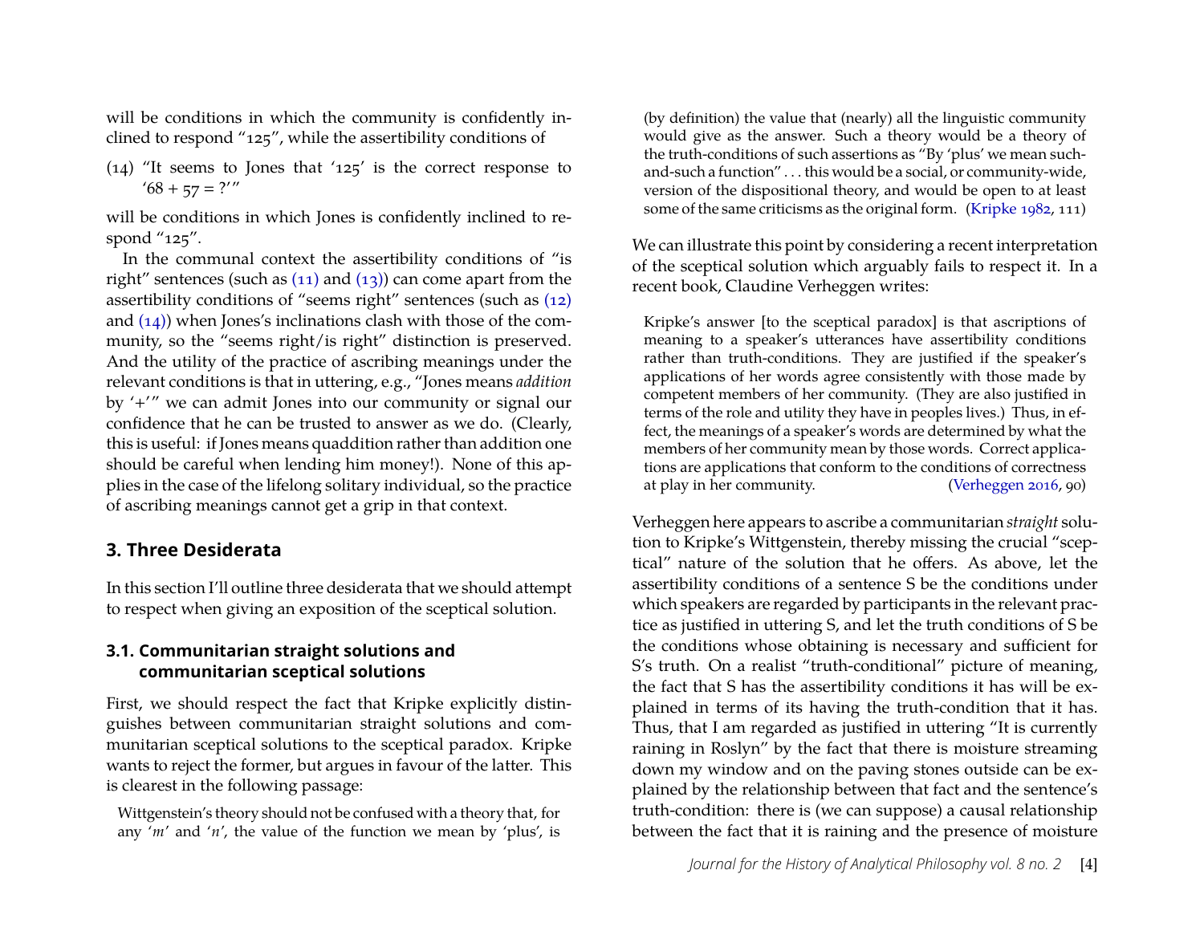will be conditions in which the community is confidently inclined to respond "125", while the assertibility conditions of

(14) "It seems to Jones that '125' is the correct response to '68 + 57 = ?'"

will be conditions in which Jones is confidently inclined to respond "125".

In the communal context the assertibility conditions of "is right" sentences (such as (11) and (13)) can come apart from the assertibility conditions of "seems right" sentences (such as (12) and (14)) when Jones's inclinations clash with those of the community, so the "seems right/is right" distinction is preserved. And the utility of the practice of ascribing meanings under the relevant conditions is that in uttering, e.g., "Jones means *addition* by '+'" we can admit Jones into our community or signal our confidence that he can be trusted to answer as we do. (Clearly, this is useful: if Jones means quaddition rather than addition one should be careful when lending him money!). None of this applies in the case of the lifelong solitary individual, so the practice of ascribing meanings cannot get a grip in that context.

## 3. Three Desiderata

In this section I'll outline three desiderata that we should attempt to respect when giving an exposition of the sceptical solution.

### 3.1. Communitarian straight solutions and communitarian sceptical solutions

First, we should respect the fact that Kripke explicitly distinguishes between communitarian straight solutions and communitarian sceptical solutions to the sceptical paradox. Kripke wants to reject the former, but argues in favour of the latter. This is clearest in the following passage:

> Wittgenstein's theory should not be confused with a theory that, for any '*m*' and '*n*', the value of the function we mean by 'plus', is (by definition) the value that (nearly) all the linguistic community would give as the answer. Such a theory would be a theory of the truth-conditions of such assertions as "By 'plus' we mean such-and-such a function" . . . this would be a social, or community-wide, version of the dispositional theory, and would be open to at least some of the same criticisms as the original form. (Kripke 1982, 111)

We can illustrate this point by considering a recent interpretation of the sceptical solution which arguably fails to respect it. In a recent book, Claudine Verheggen writes:

> Kripke's answer [to the sceptical paradox] is that ascriptions of meaning to a speaker's utterances have assertibility conditions rather than truth-conditions. They are justified if the speaker's applications of her words agree consistently with those made by competent members of her community. (They are also justified in terms of the role and utility they have in peoples lives.) Thus, in effect, the meanings of a speaker's words are determined by what the members of her community mean by those words. Correct applications are applications that conform to the conditions of correctness at play in her community. (Verheggen 2016, 90)

Verheggen here appears to ascribe a communitarian *straight* solution to Kripke's Wittgenstein, thereby missing the crucial "sceptical" nature of the solution that he offers. As above, let the assertibility conditions of a sentence S be the conditions under which speakers are regarded by participants in the relevant practice as justified in uttering S, and let the truth conditions of S be the conditions whose obtaining is necessary and sufficient for S's truth. On a realist "truth-conditional" picture of meaning, the fact that S has the assertibility conditions it has will be explained in terms of its having the truth-condition that it has. Thus, that I am regarded as justified in uttering "It is currently raining in Roslyn" by the fact that there is moisture streaming down my window and on the paving stones outside can be explained by the relationship between that fact and the sentence's truth-condition: there is (we can suppose) a causal relationship between the fact that it is raining and the presence of moisture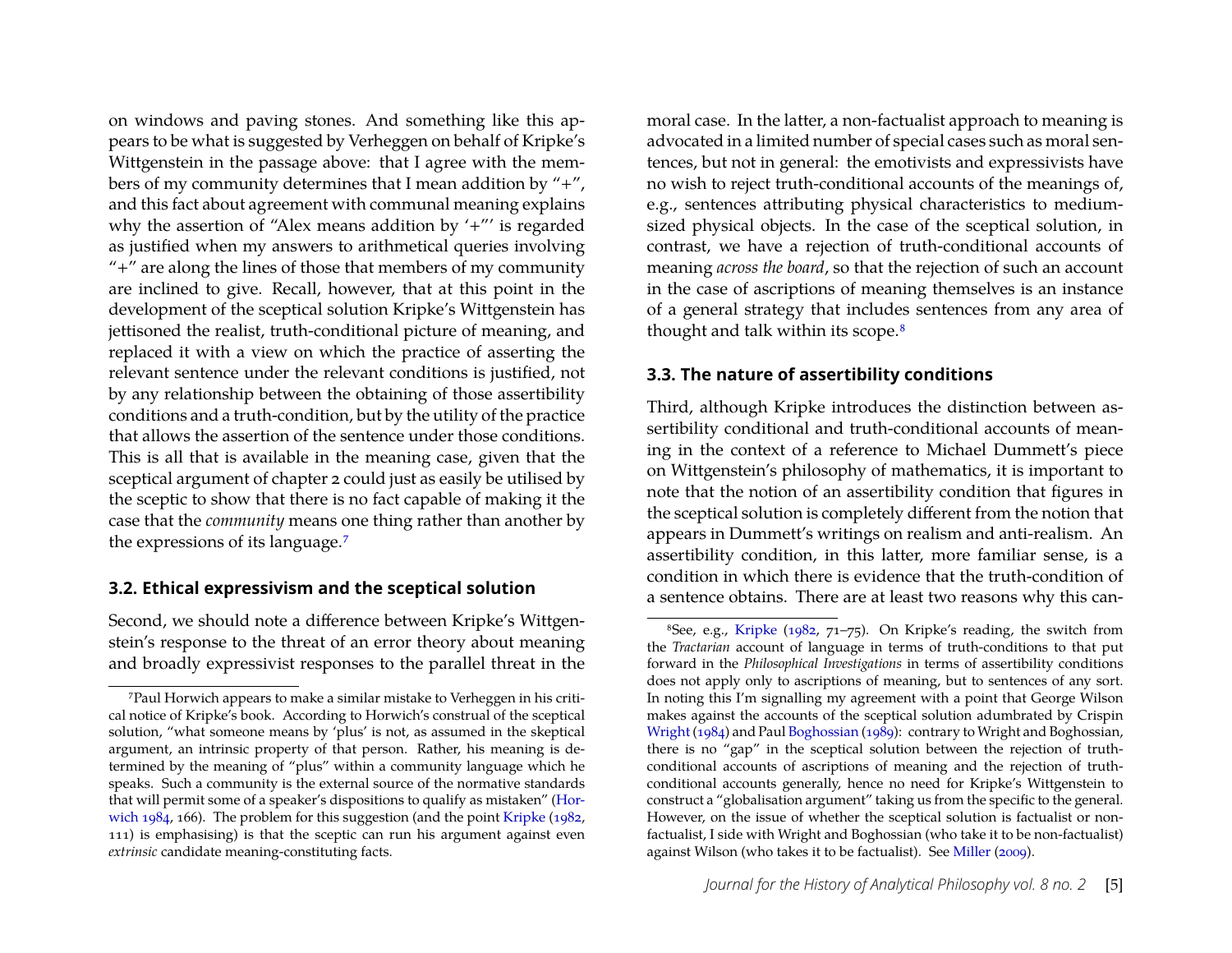on windows and paving stones. And something like this appears to be what is suggested by Verheggen on behalf of Kripke's Wittgenstein in the passage above: that I agree with the members of my community determines that I mean addition by "+", and this fact about agreement with communal meaning explains why the assertion of "Alex means addition by '+"' is regarded as justified when my answers to arithmetical queries involving "+" are along the lines of those that members of my community are inclined to give. Recall, however, that at this point in the development of the sceptical solution Kripke's Wittgenstein has jettisoned the realist, truth-conditional picture of meaning, and replaced it with a view on which the practice of asserting the relevant sentence under the relevant conditions is justified, not by any relationship between the obtaining of those assertibility conditions and a truth-condition, but by the utility of the practice that allows the assertion of the sentence under those conditions. This is all that is available in the meaning case, given that the sceptical argument of chapter 2 could just as easily be utilised by the sceptic to show that there is no fact capable of making it the case that the *community* means one thing rather than another by the expressions of its language.[7]

### 3.2. Ethical expressivism and the sceptical solution

Second, we should note a difference between Kripke's Wittgenstein's response to the threat of an error theory about meaning and broadly expressivist responses to the parallel threat in the moral case. In the latter, a non-factualist approach to meaning is advocated in a limited number of special cases such as moral sentences, but not in general: the emotivists and expressivists have no wish to reject truth-conditional accounts of the meanings of, e.g., sentences attributing physical characteristics to medium-sized physical objects. In the case of the sceptical solution, in contrast, we have a rejection of truth-conditional accounts of meaning *across the board*, so that the rejection of such an account in the case of ascriptions of meaning themselves is an instance of a general strategy that includes sentences from any area of thought and talk within its scope.[8]

### 3.3. The nature of assertibility conditions

Third, although Kripke introduces the distinction between assertibility conditional and truth-conditional accounts of meaning in the context of a reference to Michael Dummett's piece on Wittgenstein's philosophy of mathematics, it is important to note that the notion of an assertibility condition that figures in the sceptical solution is completely different from the notion that appears in Dummett's writings on realism and anti-realism. An assertibility condition, in this latter, more familiar sense, is a condition in which there is evidence that the truth-condition of a sentence obtains. There are at least two reasons why this can-

---

[7] Paul Horwich appears to make a similar mistake to Verheggen in his critical notice of Kripke's book. According to Horwich's construal of the sceptical solution, "what someone means by 'plus' is not, as assumed in the skeptical argument, an intrinsic property of that person. Rather, his meaning is determined by the meaning of "plus" within a community language which he speaks. Such a community is the external source of the normative standards that will permit some of a speaker's dispositions to qualify as mistaken" (Horwich 1984, 166). The problem for this suggestion (and the point Kripke (1982, 111) is emphasising) is that the sceptic can run his argument against even *extrinsic* candidate meaning-constituting facts.

[8] See, e.g., Kripke (1982, 71–75). On Kripke's reading, the switch from the *Tractarian* account of language in terms of truth-conditions to that put forward in the *Philosophical Investigations* in terms of assertibility conditions does not apply only to ascriptions of meaning, but to sentences of any sort. In noting this I'm signalling my agreement with a point that George Wilson makes against the accounts of the sceptical solution adumbrated by Crispin Wright (1984) and Paul Boghossian (1989): contrary to Wright and Boghossian, there is no "gap" in the sceptical solution between the rejection of truth-conditional accounts of ascriptions of meaning and the rejection of truth-conditional accounts generally, hence no need for Kripke's Wittgenstein to construct a "globalisation argument" taking us from the specific to the general. However, on the issue of whether the sceptical solution is factualist or non-factualist, I side with Wright and Boghossian (who take it to be non-factualist) against Wilson (who takes it to be factualist). See Miller (2009).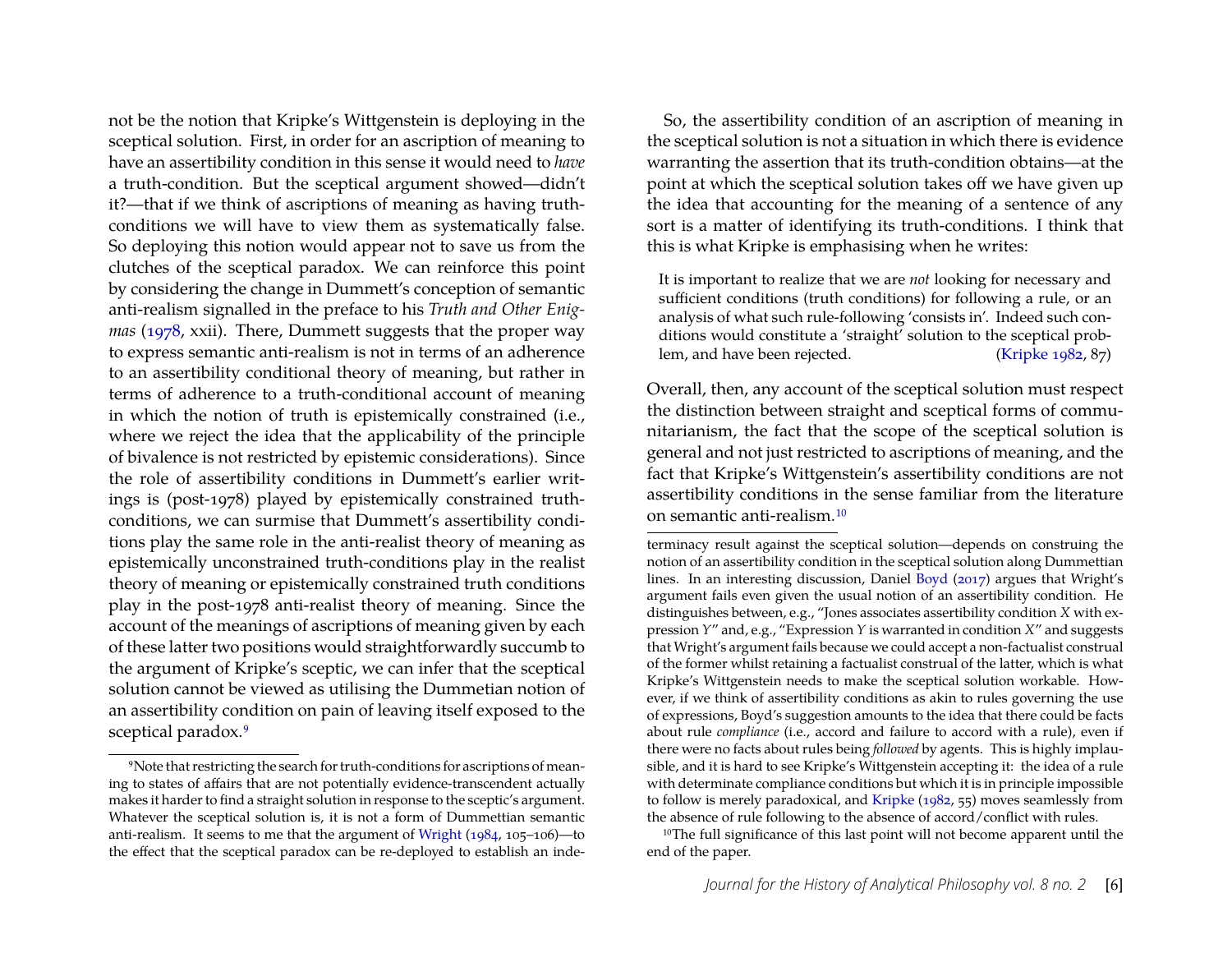not be the notion that Kripke's Wittgenstein is deploying in the sceptical solution. First, in order for an ascription of meaning to have an assertibility condition in this sense it would need to *have* a truth-condition. But the sceptical argument showed—didn't it?—that if we think of ascriptions of meaning as having truth-conditions we will have to view them as systematically false. So deploying this notion would appear not to save us from the clutches of the sceptical paradox. We can reinforce this point by considering the change in Dummett's conception of semantic anti-realism signalled in the preface to his *Truth and Other Enigmas* (1978, xxii). There, Dummett suggests that the proper way to express semantic anti-realism is not in terms of an adherence to an assertibility conditional theory of meaning, but rather in terms of adherence to a truth-conditional account of meaning in which the notion of truth is epistemically constrained (i.e., where we reject the idea that the applicability of the principle of bivalence is not restricted by epistemic considerations). Since the role of assertibility conditions in Dummett's earlier writings is (post-1978) played by epistemically constrained truth-conditions, we can surmise that Dummett's assertibility conditions play the same role in the anti-realist theory of meaning as epistemically unconstrained truth-conditions play in the realist theory of meaning or epistemically constrained truth conditions play in the post-1978 anti-realist theory of meaning. Since the account of the meanings of ascriptions of meaning given by each of these latter two positions would straightforwardly succumb to the argument of Kripke's sceptic, we can infer that the sceptical solution cannot be viewed as utilising the Dummetian notion of an assertibility condition on pain of leaving itself exposed to the sceptical paradox.[9]

So, the assertibility condition of an ascription of meaning in the sceptical solution is not a situation in which there is evidence warranting the assertion that its truth-condition obtains—at the point at which the sceptical solution takes off we have given up the idea that accounting for the meaning of a sentence of any sort is a matter of identifying its truth-conditions. I think that this is what Kripke is emphasising when he writes:

> It is important to realize that we are *not* looking for necessary and sufficient conditions (truth conditions) for following a rule, or an analysis of what such rule-following 'consists in'. Indeed such conditions would constitute a 'straight' solution to the sceptical problem, and have been rejected. (Kripke 1982, 87)

Overall, then, any account of the sceptical solution must respect the distinction between straight and sceptical forms of communitarianism, the fact that the scope of the sceptical solution is general and not just restricted to ascriptions of meaning, and the fact that Kripke's Wittgenstein's assertibility conditions are not assertibility conditions in the sense familiar from the literature on semantic anti-realism.[10]

---

[9] Note that restricting the search for truth-conditions for ascriptions of meaning to states of affairs that are not potentially evidence-transcendent actually makes it harder to find a straight solution in response to the sceptic's argument. Whatever the sceptical solution is, it is not a form of Dummettian semantic anti-realism. It seems to me that the argument of Wright (1984, 105–106)—to the effect that the sceptical paradox can be re-deployed to establish an indeterminacy result against the sceptical solution—depends on construing the notion of an assertibility condition in the sceptical solution along Dummettian lines. In an interesting discussion, Daniel Boyd (2017) argues that Wright's argument fails even given the usual notion of an assertibility condition. He distinguishes between, e.g., "Jones associates assertibility condition *X* with expression *Y*" and, e.g., "Expression *Y* is warranted in condition *X*" and suggests that Wright's argument fails because we could accept a non-factualist construal of the former whilst retaining a factualist construal of the latter, which is what Kripke's Wittgenstein needs to make the sceptical solution workable. However, if we think of assertibility conditions as akin to rules governing the use of expressions, Boyd's suggestion amounts to the idea that there could be facts about rule *compliance* (i.e., accord and failure to accord with a rule), even if there were no facts about rules being *followed* by agents. This is highly implausible, and it is hard to see Kripke's Wittgenstein accepting it: the idea of a rule with determinate compliance conditions but which it is in principle impossible to follow is merely paradoxical, and Kripke (1982, 55) moves seamlessly from the absence of rule following to the absence of accord/conflict with rules.

[10] The full significance of this last point will not become apparent until the end of the paper.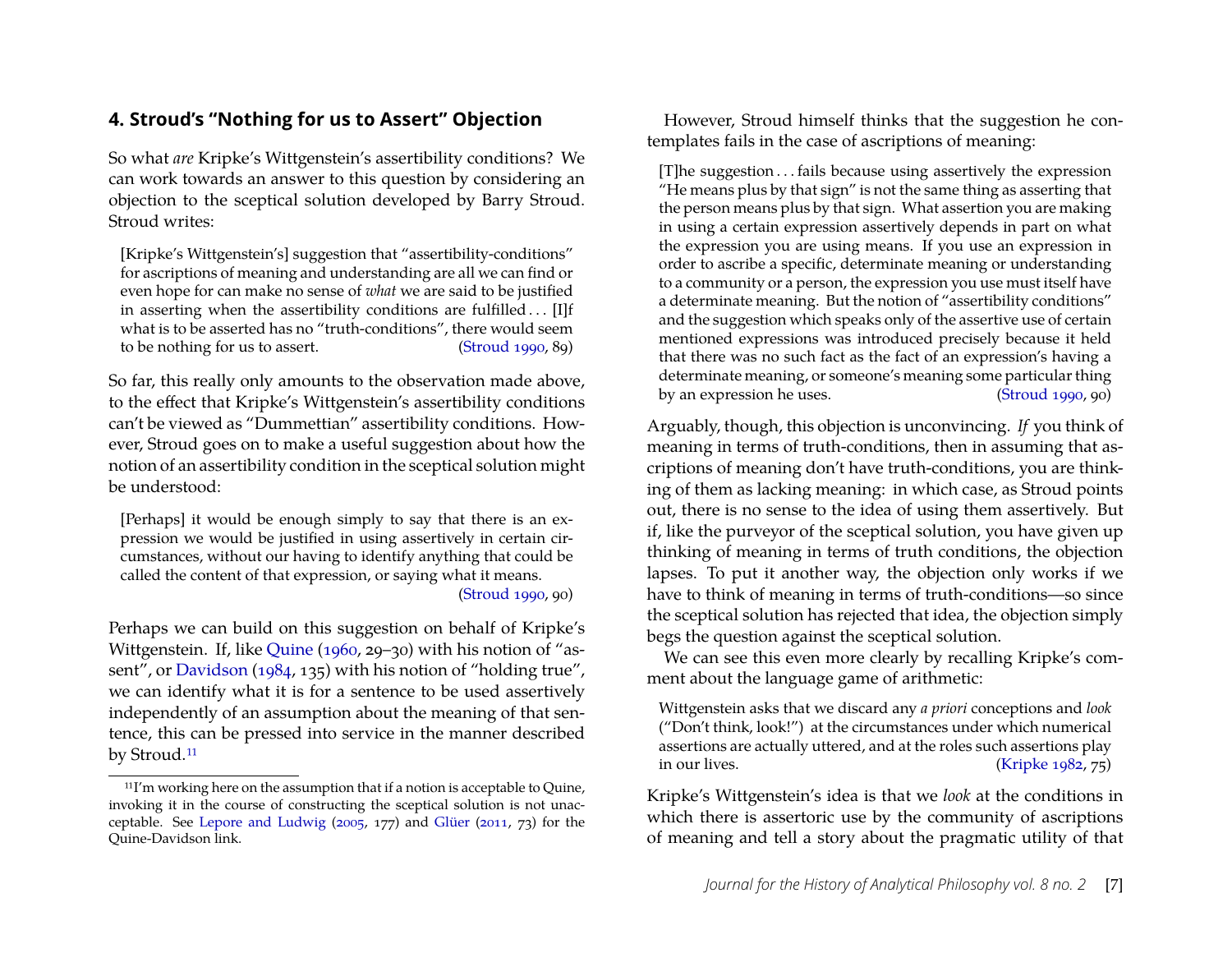## 4. Stroud's "Nothing for us to Assert" Objection

So what *are* Kripke's Wittgenstein's assertibility conditions? We can work towards an answer to this question by considering an objection to the sceptical solution developed by Barry Stroud. Stroud writes:

> [Kripke's Wittgenstein's] suggestion that "assertibility-conditions" for ascriptions of meaning and understanding are all we can find or even hope for can make no sense of *what* we are said to be justified in asserting when the assertibility conditions are fulfilled . . . [I]f what is to be asserted has no "truth-conditions", there would seem to be nothing for us to assert. (Stroud 1990, 89)

So far, this really only amounts to the observation made above, to the effect that Kripke's Wittgenstein's assertibility conditions can't be viewed as "Dummettian" assertibility conditions. However, Stroud goes on to make a useful suggestion about how the notion of an assertibility condition in the sceptical solution might be understood:

> [Perhaps] it would be enough simply to say that there is an expression we would be justified in using assertively in certain circumstances, without our having to identify anything that could be called the content of that expression, or saying what it means. (Stroud 1990, 90)

Perhaps we can build on this suggestion on behalf of Kripke's Wittgenstein. If, like Quine (1960, 29–30) with his notion of "assent", or Davidson (1984, 135) with his notion of "holding true", we can identify what it is for a sentence to be used assertively independently of an assumption about the meaning of that sentence, this can be pressed into service in the manner described by Stroud.[11]

[11] I'm working here on the assumption that if a notion is acceptable to Quine, invoking it in the course of constructing the sceptical solution is not unacceptable. See Lepore and Ludwig (2005, 177) and Glüer (2011, 73) for the Quine-Davidson link.

However, Stroud himself thinks that the suggestion he contemplates fails in the case of ascriptions of meaning:

> [T]he suggestion . . . fails because using assertively the expression "He means plus by that sign" is not the same thing as asserting that the person means plus by that sign. What assertion you are making in using a certain expression assertively depends in part on what the expression you are using means. If you use an expression in order to ascribe a specific, determinate meaning or understanding to a community or a person, the expression you use must itself have a determinate meaning. But the notion of "assertibility conditions" and the suggestion which speaks only of the assertive use of certain mentioned expressions was introduced precisely because it held that there was no such fact as the fact of an expression's having a determinate meaning, or someone's meaning some particular thing by an expression he uses. (Stroud 1990, 90)

Arguably, though, this objection is unconvincing. *If* you think of meaning in terms of truth-conditions, then in assuming that ascriptions of meaning don't have truth-conditions, you are thinking of them as lacking meaning: in which case, as Stroud points out, there is no sense to the idea of using them assertively. But if, like the purveyor of the sceptical solution, you have given up thinking of meaning in terms of truth conditions, the objection lapses. To put it another way, the objection only works if we have to think of meaning in terms of truth-conditions—so since the sceptical solution has rejected that idea, the objection simply begs the question against the sceptical solution.

We can see this even more clearly by recalling Kripke's comment about the language game of arithmetic:

> Wittgenstein asks that we discard any *a priori* conceptions and *look* ("Don't think, look!") at the circumstances under which numerical assertions are actually uttered, and at the roles such assertions play in our lives. (Kripke 1982, 75)

Kripke's Wittgenstein's idea is that we *look* at the conditions in which there is assertoric use by the community of ascriptions of meaning and tell a story about the pragmatic utility of that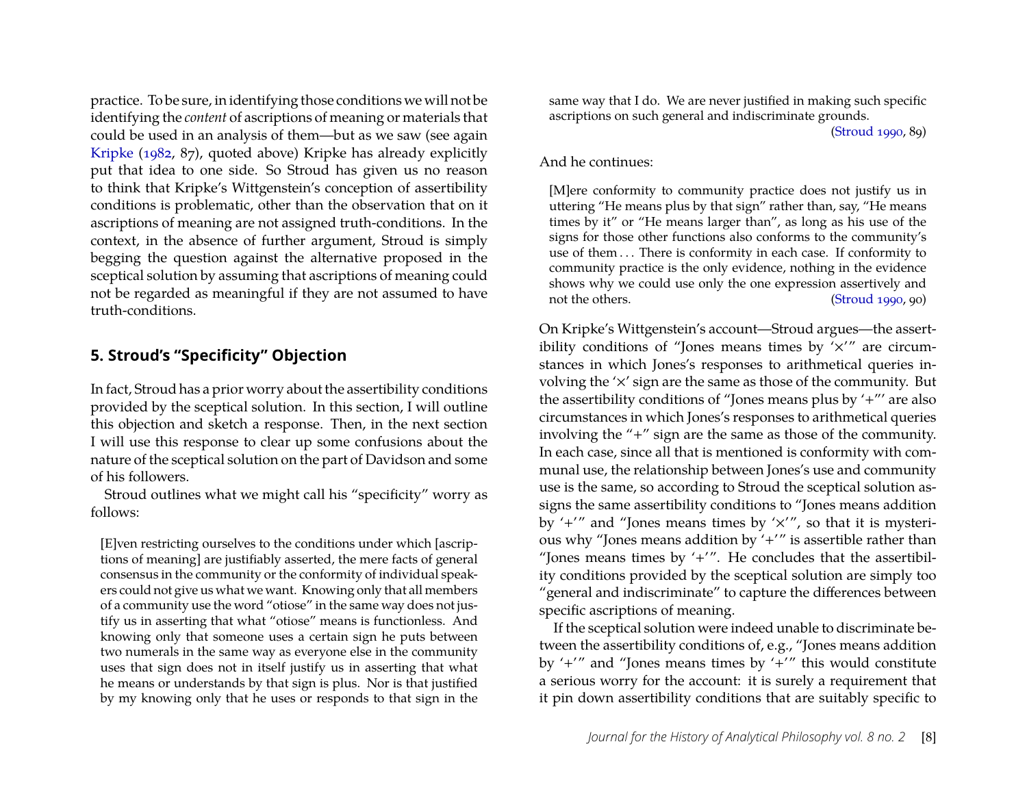practice. To be sure, in identifying those conditions we will not be identifying the *content* of ascriptions of meaning or materials that could be used in an analysis of them—but as we saw (see again Kripke (1982, 87), quoted above) Kripke has already explicitly put that idea to one side. So Stroud has given us no reason to think that Kripke's Wittgenstein's conception of assertibility conditions is problematic, other than the observation that on it ascriptions of meaning are not assigned truth-conditions. In the context, in the absence of further argument, Stroud is simply begging the question against the alternative proposed in the sceptical solution by assuming that ascriptions of meaning could not be regarded as meaningful if they are not assumed to have truth-conditions.

## 5. Stroud's "Specificity" Objection

In fact, Stroud has a prior worry about the assertibility conditions provided by the sceptical solution. In this section, I will outline this objection and sketch a response. Then, in the next section I will use this response to clear up some confusions about the nature of the sceptical solution on the part of Davidson and some of his followers.

Stroud outlines what we might call his "specificity" worry as follows:

> [E]ven restricting ourselves to the conditions under which [ascriptions of meaning] are justifiably asserted, the mere facts of general consensus in the community or the conformity of individual speakers could not give us what we want. Knowing only that all members of a community use the word "otiose" in the same way does not justify us in asserting that what "otiose" means is functionless. And knowing only that someone uses a certain sign he puts between two numerals in the same way as everyone else in the community uses that sign does not in itself justify us in asserting that what he means or understands by that sign is plus. Nor is that justified by my knowing only that he uses or responds to that sign in the same way that I do. We are never justified in making such specific ascriptions on such general and indiscriminate grounds. (Stroud 1990, 89)

And he continues:

> [M]ere conformity to community practice does not justify us in uttering "He means plus by that sign" rather than, say, "He means times by it" or "He means larger than", as long as his use of the signs for those other functions also conforms to the community's use of them . . . There is conformity in each case. If conformity to community practice is the only evidence, nothing in the evidence shows why we could use only the one expression assertively and not the others. (Stroud 1990, 90)

On Kripke's Wittgenstein's account—Stroud argues—the assertibility conditions of "Jones means times by '×'" are circumstances in which Jones's responses to arithmetical queries involving the '×' sign are the same as those of the community. But the assertibility conditions of "Jones means plus by '+'" are also circumstances in which Jones's responses to arithmetical queries involving the "+" sign are the same as those of the community. In each case, since all that is mentioned is conformity with communal use, the relationship between Jones's use and community use is the same, so according to Stroud the sceptical solution assigns the same assertibility conditions to "Jones means addition by '+'" and "Jones means times by '×'", so that it is mysterious why "Jones means addition by '+'" is assertible rather than "Jones means times by '+'". He concludes that the assertibility conditions provided by the sceptical solution are simply too "general and indiscriminate" to capture the differences between specific ascriptions of meaning.

If the sceptical solution were indeed unable to discriminate between the assertibility conditions of, e.g., "Jones means addition by '+'" and "Jones means times by '+'" this would constitute a serious worry for the account: it is surely a requirement that it pin down assertibility conditions that are suitably specific to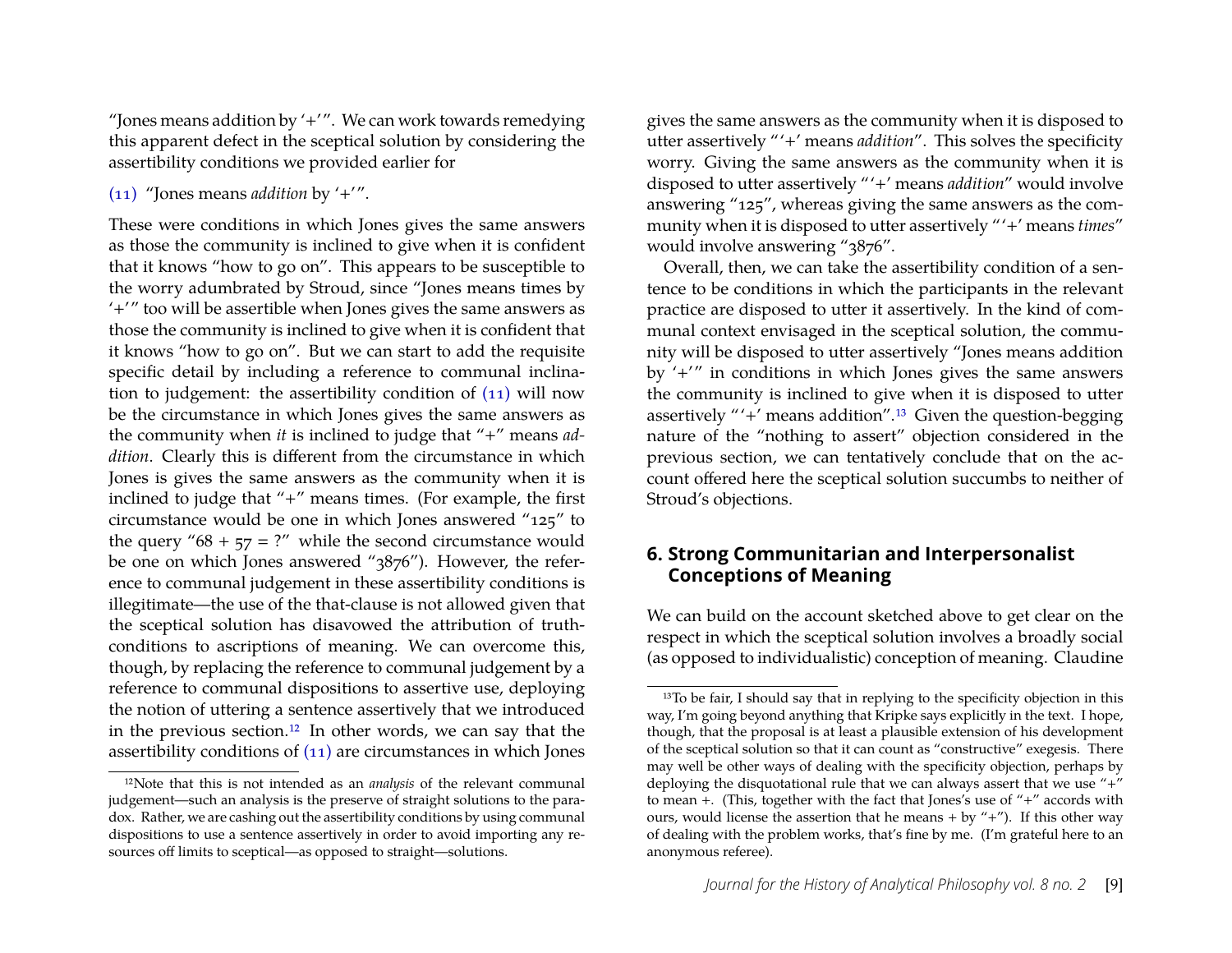"Jones means addition by '+'". We can work towards remedying this apparent defect in the sceptical solution by considering the assertibility conditions we provided earlier for

(11) "Jones means *addition* by '+'".

These were conditions in which Jones gives the same answers as those the community is inclined to give when it is confident that it knows "how to go on". This appears to be susceptible to the worry adumbrated by Stroud, since "Jones means times by '+'" too will be assertible when Jones gives the same answers as those the community is inclined to give when it is confident that it knows "how to go on". But we can start to add the requisite specific detail by including a reference to communal inclination to judgement: the assertibility condition of (11) will now be the circumstance in which Jones gives the same answers as the community when *it* is inclined to judge that "+" means *addition*. Clearly this is different from the circumstance in which Jones is gives the same answers as the community when it is inclined to judge that "+" means times. (For example, the first circumstance would be one in which Jones answered "125" to the query "68 + 57 = ?" while the second circumstance would be one on which Jones answered "3876"). However, the reference to communal judgement in these assertibility conditions is illegitimate—the use of the that-clause is not allowed given that the sceptical solution has disavowed the attribution of truth-conditions to ascriptions of meaning. We can overcome this, though, by replacing the reference to communal judgement by a reference to communal dispositions to assertive use, deploying the notion of uttering a sentence assertively that we introduced in the previous section.[12] In other words, we can say that the assertibility conditions of (11) are circumstances in which Jones gives the same answers as the community when it is disposed to utter assertively "'+' means *addition*". This solves the specificity worry. Giving the same answers as the community when it is disposed to utter assertively "'+' means *addition*" would involve answering "125", whereas giving the same answers as the community when it is disposed to utter assertively "'+' means *times*" would involve answering "3876".

Overall, then, we can take the assertibility condition of a sentence to be conditions in which the participants in the relevant practice are disposed to utter it assertively. In the kind of communal context envisaged in the sceptical solution, the community will be disposed to utter assertively "Jones means addition by '+'" in conditions in which Jones gives the same answers the community is inclined to give when it is disposed to utter assertively "'+' means addition".[13] Given the question-begging nature of the "nothing to assert" objection considered in the previous section, we can tentatively conclude that on the account offered here the sceptical solution succumbs to neither of Stroud's objections.

## 6. Strong Communitarian and Interpersonalist Conceptions of Meaning

We can build on the account sketched above to get clear on the respect in which the sceptical solution involves a broadly social (as opposed to individualistic) conception of meaning. Claudine

[12] Note that this is not intended as an *analysis* of the relevant communal judgement—such an analysis is the preserve of straight solutions to the paradox. Rather, we are cashing out the assertibility conditions by using communal dispositions to use a sentence assertively in order to avoid importing any resources off limits to sceptical—as opposed to straight—solutions.

[13] To be fair, I should say that in replying to the specificity objection in this way, I'm going beyond anything that Kripke says explicitly in the text. I hope, though, that the proposal is at least a plausible extension of his development of the sceptical solution so that it can count as "constructive" exegesis. There may well be other ways of dealing with the specificity objection, perhaps by deploying the disquotational rule that we can always assert that we use "+" to mean +. (This, together with the fact that Jones's use of "+" accords with ours, would license the assertion that he means + by "+"). If this other way of dealing with the problem works, that's fine by me. (I'm grateful here to an anonymous referee).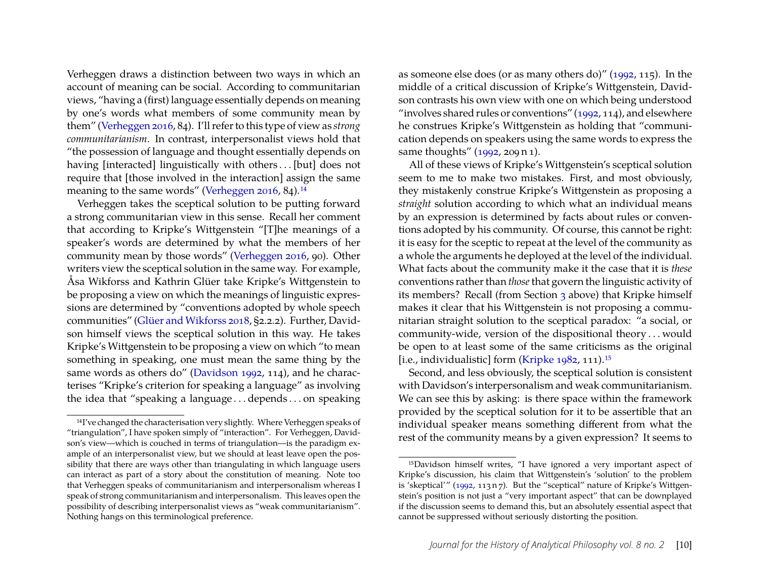Verheggen draws a distinction between two ways in which an account of meaning can be social. According to communitarian views, "having a (first) language essentially depends on meaning by one's words what members of some community mean by them" (Verheggen 2016, 84). I'll refer to this type of view as *strong communitarianism*. In contrast, interpersonalist views hold that "the possession of language and thought essentially depends on having [interacted] linguistically with others . . . [but] does not require that [those involved in the interaction] assign the same meaning to the same words" (Verheggen 2016, 84).[14]

Verheggen takes the sceptical solution to be putting forward a strong communitarian view in this sense. Recall her comment that according to Kripke's Wittgenstein "[T]he meanings of a speaker's words are determined by what the members of her community mean by those words" (Verheggen 2016, 90). Other writers view the sceptical solution in the same way. For example, Åsa Wikforss and Kathrin Glüer take Kripke's Wittgenstein to be proposing a view on which the meanings of linguistic expressions are determined by "conventions adopted by whole speech communities" (Glüer and Wikforss 2018, §2.2.2). Further, Davidson himself views the sceptical solution in this way. He takes Kripke's Wittgenstein to be proposing a view on which "to mean something in speaking, one must mean the same thing by the same words as others do" (Davidson 1992, 114), and he characterises "Kripke's criterion for speaking a language" as involving the idea that "speaking a language . . . depends . . . on speaking as someone else does (or as many others do)" (1992, 115). In the middle of a critical discussion of Kripke's Wittgenstein, Davidson contrasts his own view with one on which being understood "involves shared rules or conventions" (1992, 114), and elsewhere he construes Kripke's Wittgenstein as holding that "communication depends on speakers using the same words to express the same thoughts" (1992, 209 n 1).

All of these views of Kripke's Wittgenstein's sceptical solution seem to me to make two mistakes. First, and most obviously, they mistakenly construe Kripke's Wittgenstein as proposing a *straight* solution according to which what an individual means by an expression is determined by facts about rules or conventions adopted by his community. Of course, this cannot be right: it is easy for the sceptic to repeat at the level of the community as a whole the arguments he deployed at the level of the individual. What facts about the community make it the case that it is *these* conventions rather than *those* that govern the linguistic activity of its members? Recall (from Section 3 above) that Kripke himself makes it clear that his Wittgenstein is not proposing a communitarian straight solution to the sceptical paradox: "a social, or community-wide, version of the dispositional theory . . . would be open to at least some of the same criticisms as the original [i.e., individualistic] form (Kripke 1982, 111).[15]

Second, and less obviously, the sceptical solution is consistent with Davidson's interpersonalism and weak communitarianism. We can see this by asking: is there space within the framework provided by the sceptical solution for it to be assertible that an individual speaker means something different from what the rest of the community means by a given expression? It seems to

---

[14] I've changed the characterisation very slightly. Where Verheggen speaks of "triangulation", I have spoken simply of "interaction". For Verheggen, Davidson's view—which is couched in terms of triangulation—is the paradigm example of an interpersonalist view, but we should at least leave open the possibility that there are ways other than triangulating in which language users can interact as part of a story about the constitution of meaning. Note too that Verheggen speaks of communitarianism and interpersonalism whereas I speak of strong communitarianism and interpersonalism. This leaves open the possibility of describing interpersonalist views as "weak communitarianism". Nothing hangs on this terminological preference.

[15] Davidson himself writes, "I have ignored a very important aspect of Kripke's discussion, his claim that Wittgenstein's 'solution' to the problem is 'skeptical'" (1992, 113 n 7). But the "sceptical" nature of Kripke's Wittgenstein's position is not just a "very important aspect" that can be downplayed if the discussion seems to demand this, but an absolutely essential aspect that cannot be suppressed without seriously distorting the position.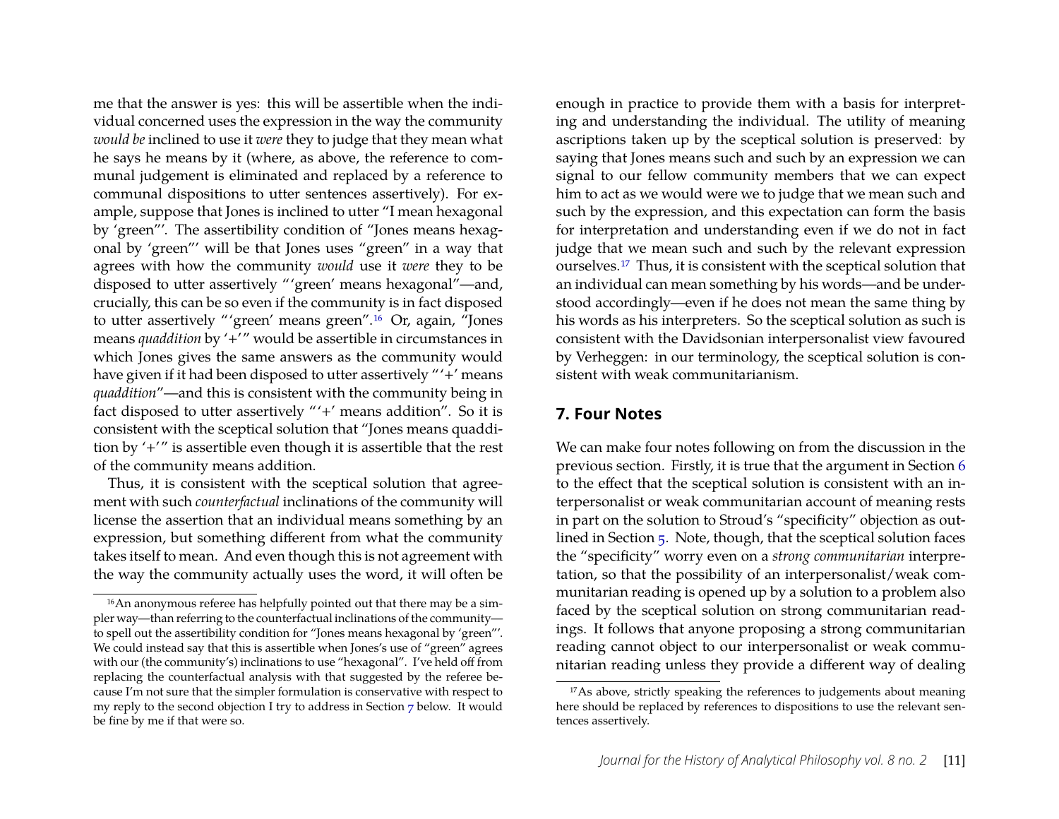me that the answer is yes: this will be assertible when the individual concerned uses the expression in the way the community *would be* inclined to use it *were* they to judge that they mean what he says he means by it (where, as above, the reference to communal judgement is eliminated and replaced by a reference to communal dispositions to utter sentences assertively). For example, suppose that Jones is inclined to utter "I mean hexagonal by 'green"'. The assertibility condition of "Jones means hexagonal by 'green"' will be that Jones uses "green" in a way that agrees with how the community *would* use it *were* they to be disposed to utter assertively "'green' means hexagonal"—and, crucially, this can be so even if the community is in fact disposed to utter assertively "'green' means green".[16] Or, again, "Jones means *quaddition* by '+'" would be assertible in circumstances in which Jones gives the same answers as the community would have given if it had been disposed to utter assertively "'+' means *quaddition*"—and this is consistent with the community being in fact disposed to utter assertively "'+' means addition". So it is consistent with the sceptical solution that "Jones means quaddition by '+'" is assertible even though it is assertible that the rest of the community means addition.

Thus, it is consistent with the sceptical solution that agreement with such *counterfactual* inclinations of the community will license the assertion that an individual means something by an expression, but something different from what the community takes itself to mean. And even though this is not agreement with the way the community actually uses the word, it will often be enough in practice to provide them with a basis for interpreting and understanding the individual. The utility of meaning ascriptions taken up by the sceptical solution is preserved: by saying that Jones means such and such by an expression we can signal to our fellow community members that we can expect him to act as we would were we to judge that we mean such and such by the expression, and this expectation can form the basis for interpretation and understanding even if we do not in fact judge that we mean such and such by the relevant expression ourselves.[17] Thus, it is consistent with the sceptical solution that an individual can mean something by his words—and be understood accordingly—even if he does not mean the same thing by his words as his interpreters. So the sceptical solution as such is consistent with the Davidsonian interpersonalist view favoured by Verheggen: in our terminology, the sceptical solution is consistent with weak communitarianism.

## 7. Four Notes

We can make four notes following on from the discussion in the previous section. Firstly, it is true that the argument in Section 6 to the effect that the sceptical solution is consistent with an interpersonalist or weak communitarian account of meaning rests in part on the solution to Stroud's "specificity" objection as outlined in Section 5. Note, though, that the sceptical solution faces the "specificity" worry even on a *strong communitarian* interpretation, so that the possibility of an interpersonalist/weak communitarian reading is opened up by a solution to a problem also faced by the sceptical solution on strong communitarian readings. It follows that anyone proposing a strong communitarian reading cannot object to our interpersonalist or weak communitarian reading unless they provide a different way of dealing

---

[16] An anonymous referee has helpfully pointed out that there may be a simpler way—than referring to the counterfactual inclinations of the community—to spell out the assertibility condition for "Jones means hexagonal by 'green"'. We could instead say that this is assertible when Jones's use of "green" agrees with our (the community's) inclinations to use "hexagonal". I've held off from replacing the counterfactual analysis with that suggested by the referee because I'm not sure that the simpler formulation is conservative with respect to my reply to the second objection I try to address in Section 7 below. It would be fine by me if that were so.

[17] As above, strictly speaking the references to judgements about meaning here should be replaced by references to dispositions to use the relevant sentences assertively.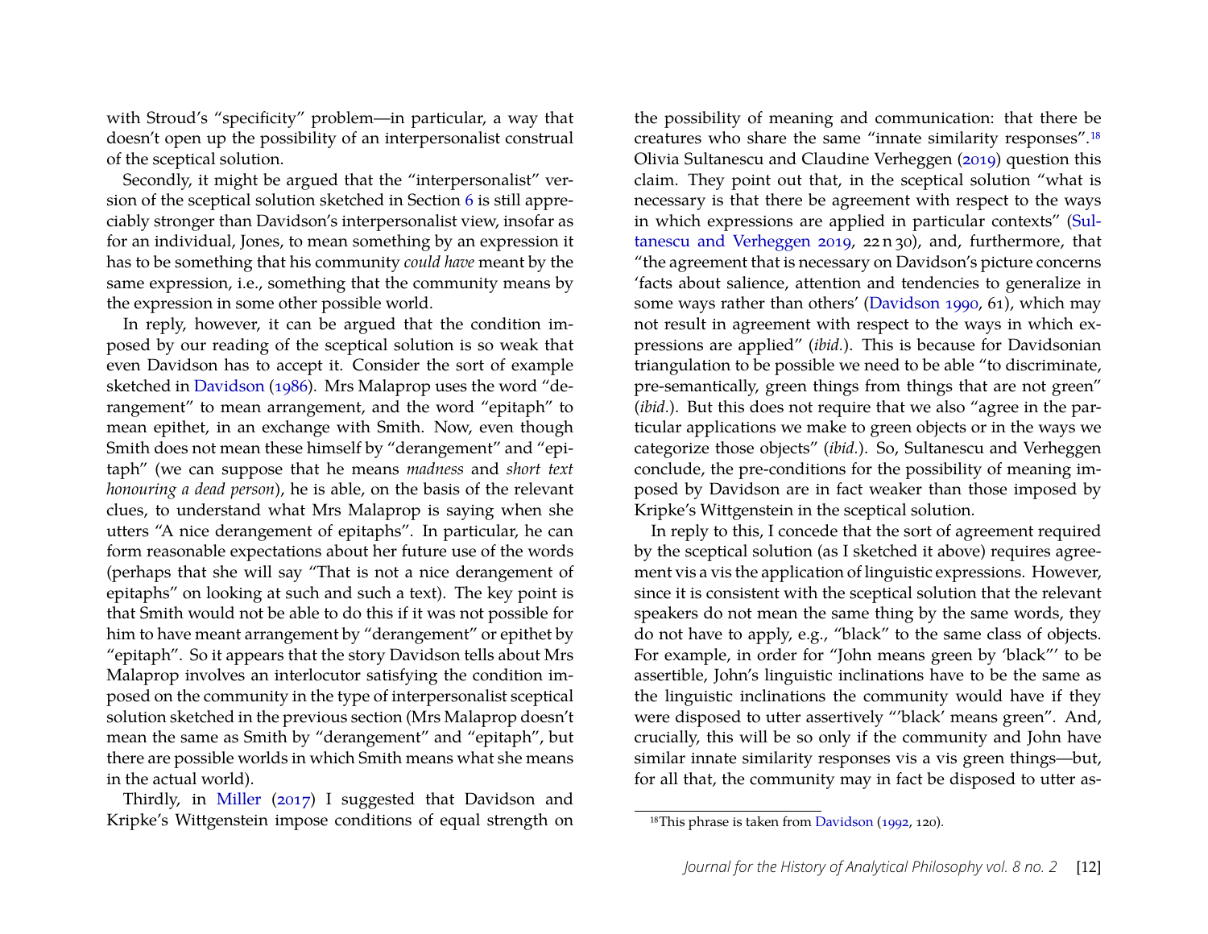with Stroud's "specificity" problem—in particular, a way that doesn't open up the possibility of an interpersonalist construal of the sceptical solution.

Secondly, it might be argued that the "interpersonalist" version of the sceptical solution sketched in Section 6 is still appreciably stronger than Davidson's interpersonalist view, insofar as for an individual, Jones, to mean something by an expression it has to be something that his community *could have* meant by the same expression, i.e., something that the community means by the expression in some other possible world.

In reply, however, it can be argued that the condition imposed by our reading of the sceptical solution is so weak that even Davidson has to accept it. Consider the sort of example sketched in Davidson (1986). Mrs Malaprop uses the word "derangement" to mean arrangement, and the word "epitaph" to mean epithet, in an exchange with Smith. Now, even though Smith does not mean these himself by "derangement" and "epitaph" (we can suppose that he means *madness* and *short text honouring a dead person*), he is able, on the basis of the relevant clues, to understand what Mrs Malaprop is saying when she utters "A nice derangement of epitaphs". In particular, he can form reasonable expectations about her future use of the words (perhaps that she will say "That is not a nice derangement of epitaphs" on looking at such and such a text). The key point is that Smith would not be able to do this if it was not possible for him to have meant arrangement by "derangement" or epithet by "epitaph". So it appears that the story Davidson tells about Mrs Malaprop involves an interlocutor satisfying the condition imposed on the community in the type of interpersonalist sceptical solution sketched in the previous section (Mrs Malaprop doesn't mean the same as Smith by "derangement" and "epitaph", but there are possible worlds in which Smith means what she means in the actual world).

Thirdly, in Miller (2017) I suggested that Davidson and Kripke's Wittgenstein impose conditions of equal strength on the possibility of meaning and communication: that there be creatures who share the same "innate similarity responses".[18] Olivia Sultanescu and Claudine Verheggen (2019) question this claim. They point out that, in the sceptical solution "what is necessary is that there be agreement with respect to the ways in which expressions are applied in particular contexts" (Sultanescu and Verheggen 2019, 22 n 30), and, furthermore, that "the agreement that is necessary on Davidson's picture concerns 'facts about salience, attention and tendencies to generalize in some ways rather than others' (Davidson 1990, 61), which may not result in agreement with respect to the ways in which expressions are applied" (*ibid.*). This is because for Davidsonian triangulation to be possible we need to be able "to discriminate, pre-semantically, green things from things that are not green" (*ibid.*). But this does not require that we also "agree in the particular applications we make to green objects or in the ways we categorize those objects" (*ibid.*). So, Sultanescu and Verheggen conclude, the pre-conditions for the possibility of meaning imposed by Davidson are in fact weaker than those imposed by Kripke's Wittgenstein in the sceptical solution.

In reply to this, I concede that the sort of agreement required by the sceptical solution (as I sketched it above) requires agreement vis a vis the application of linguistic expressions. However, since it is consistent with the sceptical solution that the relevant speakers do not mean the same thing by the same words, they do not have to apply, e.g., "black" to the same class of objects. For example, in order for "John means green by 'black"' to be assertible, John's linguistic inclinations have to be the same as the linguistic inclinations the community would have if they were disposed to utter assertively "'black' means green". And, crucially, this will be so only if the community and John have similar innate similarity responses vis a vis green things—but, for all that, the community may in fact be disposed to utter as-

[18] This phrase is taken from Davidson (1992, 120).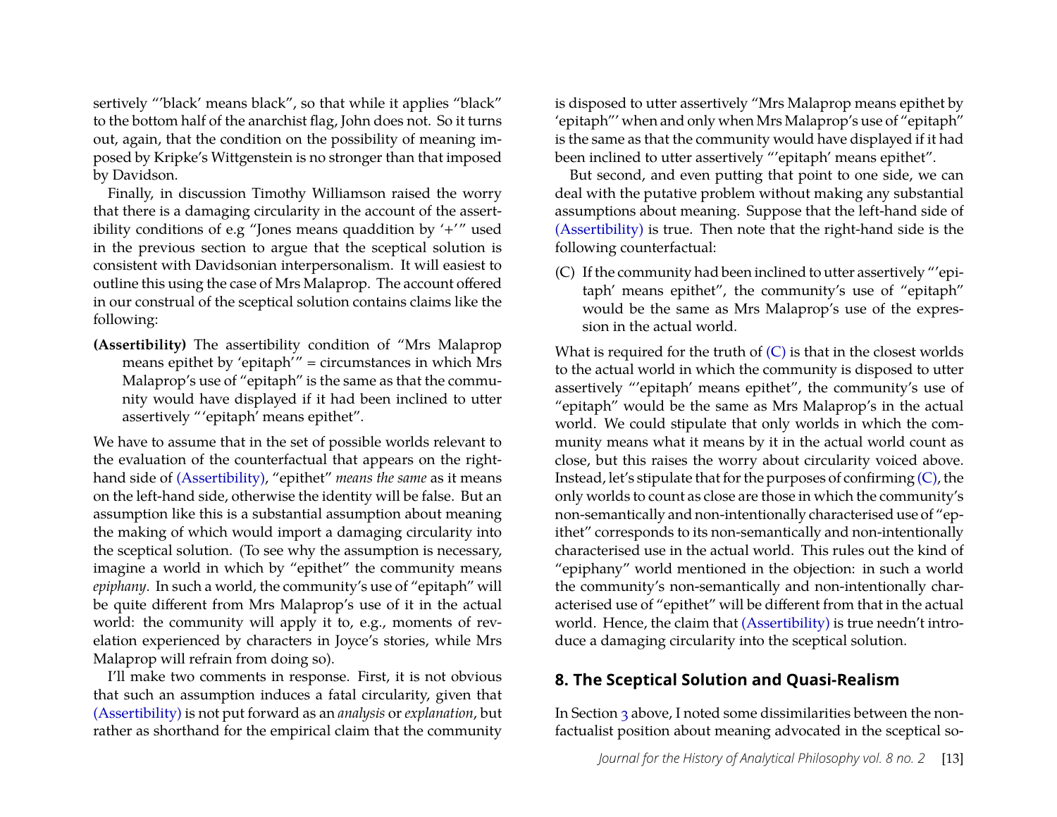sertively "'black' means black", so that while it applies "black" to the bottom half of the anarchist flag, John does not. So it turns out, again, that the condition on the possibility of meaning imposed by Kripke's Wittgenstein is no stronger than that imposed by Davidson.

Finally, in discussion Timothy Williamson raised the worry that there is a damaging circularity in the account of the assertibility conditions of e.g "Jones means quaddition by '+'" used in the previous section to argue that the sceptical solution is consistent with Davidsonian interpersonalism. It will easiest to outline this using the case of Mrs Malaprop. The account offered in our construal of the sceptical solution contains claims like the following:

**(Assertibility)** The assertibility condition of "Mrs Malaprop means epithet by 'epitaph'" = circumstances in which Mrs Malaprop's use of "epitaph" is the same as that the community would have displayed if it had been inclined to utter assertively "'epitaph' means epithet".

We have to assume that in the set of possible worlds relevant to the evaluation of the counterfactual that appears on the right-hand side of (Assertibility), "epithet" *means the same* as it means on the left-hand side, otherwise the identity will be false. But an assumption like this is a substantial assumption about meaning the making of which would import a damaging circularity into the sceptical solution. (To see why the assumption is necessary, imagine a world in which by "epithet" the community means *epiphany*. In such a world, the community's use of "epitaph" will be quite different from Mrs Malaprop's use of it in the actual world: the community will apply it to, e.g., moments of revelation experienced by characters in Joyce's stories, while Mrs Malaprop will refrain from doing so).

I'll make two comments in response. First, it is not obvious that such an assumption induces a fatal circularity, given that (Assertibility) is not put forward as an *analysis* or *explanation*, but rather as shorthand for the empirical claim that the community is disposed to utter assertively "Mrs Malaprop means epithet by 'epitaph'" when and only when Mrs Malaprop's use of "epitaph" is the same as that the community would have displayed if it had been inclined to utter assertively "'epitaph' means epithet".

But second, and even putting that point to one side, we can deal with the putative problem without making any substantial assumptions about meaning. Suppose that the left-hand side of (Assertibility) is true. Then note that the right-hand side is the following counterfactual:

(C) If the community had been inclined to utter assertively "'epitaph' means epithet", the community's use of "epitaph" would be the same as Mrs Malaprop's use of the expression in the actual world.

What is required for the truth of (C) is that in the closest worlds to the actual world in which the community is disposed to utter assertively "'epitaph' means epithet", the community's use of "epitaph" would be the same as Mrs Malaprop's in the actual world. We could stipulate that only worlds in which the community means what it means by it in the actual world count as close, but this raises the worry about circularity voiced above. Instead, let's stipulate that for the purposes of confirming (C), the only worlds to count as close are those in which the community's non-semantically and non-intentionally characterised use of "epithet" corresponds to its non-semantically and non-intentionally characterised use in the actual world. This rules out the kind of "epiphany" world mentioned in the objection: in such a world the community's non-semantically and non-intentionally characterised use of "epithet" will be different from that in the actual world. Hence, the claim that (Assertibility) is true needn't introduce a damaging circularity into the sceptical solution.

## 8. The Sceptical Solution and Quasi-Realism

In Section 3 above, I noted some dissimilarities between the non-factualist position about meaning advocated in the sceptical so-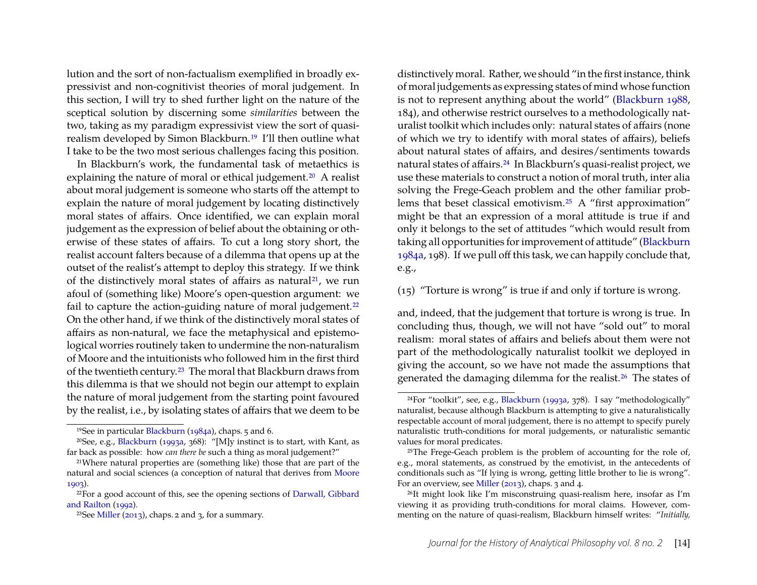lution and the sort of non-factualism exemplified in broadly expressivist and non-cognitivist theories of moral judgement. In this section, I will try to shed further light on the nature of the sceptical solution by discerning some *similarities* between the two, taking as my paradigm expressivist view the sort of quasi-realism developed by Simon Blackburn.[19] I'll then outline what I take to be the two most serious challenges facing this position.

In Blackburn's work, the fundamental task of metaethics is explaining the nature of moral or ethical judgement.[20] A realist about moral judgement is someone who starts off the attempt to explain the nature of moral judgement by locating distinctively moral states of affairs. Once identified, we can explain moral judgement as the expression of belief about the obtaining or otherwise of these states of affairs. To cut a long story short, the realist account falters because of a dilemma that opens up at the outset of the realist's attempt to deploy this strategy. If we think of the distinctively moral states of affairs as natural[21], we run afoul of (something like) Moore's open-question argument: we fail to capture the action-guiding nature of moral judgement.[22] On the other hand, if we think of the distinctively moral states of affairs as non-natural, we face the metaphysical and epistemological worries routinely taken to undermine the non-naturalism of Moore and the intuitionists who followed him in the first third of the twentieth century.[23] The moral that Blackburn draws from this dilemma is that we should not begin our attempt to explain the nature of moral judgement from the starting point favoured by the realist, i.e., by isolating states of affairs that we deem to be distinctively moral. Rather, we should "in the first instance, think of moral judgements as expressing states of mind whose function is not to represent anything about the world" (Blackburn 1988, 184), and otherwise restrict ourselves to a methodologically naturalist toolkit which includes only: natural states of affairs (none of which we try to identify with moral states of affairs), beliefs about natural states of affairs, and desires/sentiments towards natural states of affairs.[24] In Blackburn's quasi-realist project, we use these materials to construct a notion of moral truth, inter alia solving the Frege-Geach problem and the other familiar problems that beset classical emotivism.[25] A "first approximation" might be that an expression of a moral attitude is true if and only if it belongs to the set of attitudes "which would result from taking all opportunities for improvement of attitude" (Blackburn 1984a, 198). If we pull off this task, we can happily conclude that, e.g.,

(15) "Torture is wrong" is true if and only if torture is wrong.

and, indeed, that the judgement that torture is wrong is true. In concluding thus, though, we will not have "sold out" to moral realism: moral states of affairs and beliefs about them were not part of the methodologically naturalist toolkit we deployed in giving the account, so we have not made the assumptions that generated the damaging dilemma for the realist.[26] The states of

---

[19] See in particular Blackburn (1984a), chaps. 5 and 6.

[20] See, e.g., Blackburn (1993a, 368): "[M]y instinct is to start, with Kant, as far back as possible: how *can there be* such a thing as moral judgement?"

[21] Where natural properties are (something like) those that are part of the natural and social sciences (a conception of natural that derives from Moore 1903).

[22] For a good account of this, see the opening sections of Darwall, Gibbard and Railton (1992).

[23] See Miller (2013), chaps. 2 and 3, for a summary.

[24] For "toolkit", see, e.g., Blackburn (1993a, 378). I say "methodologically" naturalist, because although Blackburn is attempting to give a naturalistically respectable account of moral judgement, there is no attempt to specify purely naturalistic truth-conditions for moral judgements, or naturalistic semantic values for moral predicates.

[25] The Frege-Geach problem is the problem of accounting for the role of, e.g., moral statements, as construed by the emotivist, in the antecedents of conditionals such as "If lying is wrong, getting little brother to lie is wrong". For an overview, see Miller (2013), chaps. 3 and 4.

[26] It might look like I'm misconstruing quasi-realism here, insofar as I'm viewing it as providing truth-conditions for moral claims. However, commenting on the nature of quasi-realism, Blackburn himself writes: "*Initially,*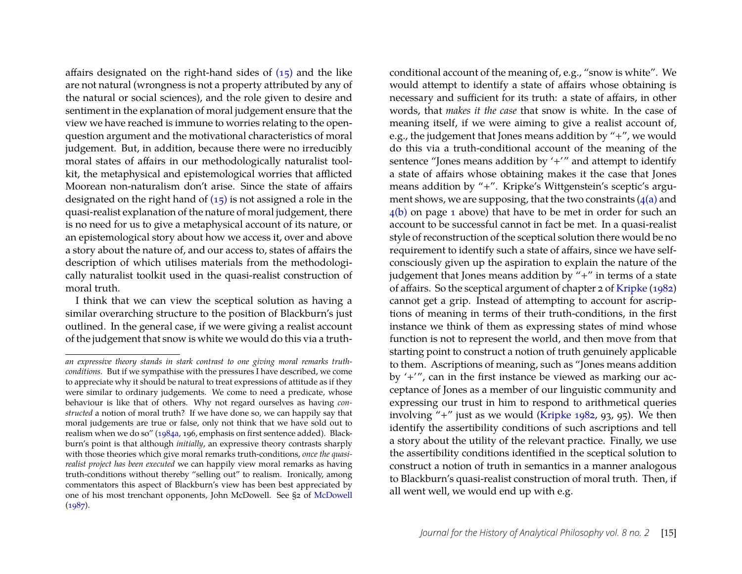affairs designated on the right-hand sides of (15) and the like are not natural (wrongness is not a property attributed by any of the natural or social sciences), and the role given to desire and sentiment in the explanation of moral judgement ensure that the view we have reached is immune to worries relating to the open-question argument and the motivational characteristics of moral judgement. But, in addition, because there were no irreducibly moral states of affairs in our methodologically naturalist toolkit, the metaphysical and epistemological worries that afflicted Moorean non-naturalism don't arise. Since the state of affairs designated on the right hand of (15) is not assigned a role in the quasi-realist explanation of the nature of moral judgement, there is no need for us to give a metaphysical account of its nature, or an epistemological story about how we access it, over and above a story about the nature of, and our access to, states of affairs the description of which utilises materials from the methodologically naturalist toolkit used in the quasi-realist construction of moral truth.

I think that we can view the sceptical solution as having a similar overarching structure to the position of Blackburn's just outlined. In the general case, if we were giving a realist account of the judgement that snow is white we would do this via a truth-conditional account of the meaning of, e.g., "snow is white". We would attempt to identify a state of affairs whose obtaining is necessary and sufficient for its truth: a state of affairs, in other words, that *makes it the case* that snow is white. In the case of meaning itself, if we were aiming to give a realist account of, e.g., the judgement that Jones means addition by "+", we would do this via a truth-conditional account of the meaning of the sentence "Jones means addition by '+'" and attempt to identify a state of affairs whose obtaining makes it the case that Jones means addition by "+". Kripke's Wittgenstein's sceptic's argument shows, we are supposing, that the two constraints (4(a) and 4(b) on page 1 above) that have to be met in order for such an account to be successful cannot in fact be met. In a quasi-realist style of reconstruction of the sceptical solution there would be no requirement to identify such a state of affairs, since we have self-consciously given up the aspiration to explain the nature of the judgement that Jones means addition by "+" in terms of a state of affairs. So the sceptical argument of chapter 2 of Kripke (1982) cannot get a grip. Instead of attempting to account for ascriptions of meaning in terms of their truth-conditions, in the first instance we think of them as expressing states of mind whose function is not to represent the world, and then move from that starting point to construct a notion of truth genuinely applicable to them. Ascriptions of meaning, such as "Jones means addition by '+'", can in the first instance be viewed as marking our acceptance of Jones as a member of our linguistic community and expressing our trust in him to respond to arithmetical queries involving "+" just as we would (Kripke 1982, 93, 95). We then identify the assertibility conditions of such ascriptions and tell a story about the utility of the relevant practice. Finally, we use the assertibility conditions identified in the sceptical solution to construct a notion of truth in semantics in a manner analogous to Blackburn's quasi-realist construction of moral truth. Then, if all went well, we would end up with e.g.

---

*an expressive theory stands in stark contrast to one giving moral remarks truth-conditions.* But if we sympathise with the pressures I have described, we come to appreciate why it should be natural to treat expressions of attitude as if they were similar to ordinary judgements. We come to need a predicate, whose behaviour is like that of others. Why not regard ourselves as having *constructed* a notion of moral truth? If we have done so, we can happily say that moral judgements are true or false, only not think that we have sold out to realism when we do so" (1984a, 196, emphasis on first sentence added). Blackburn's point is that although *initially*, an expressive theory contrasts sharply with those theories which give moral remarks truth-conditions, *once the quasi-realist project has been executed* we can happily view moral remarks as having truth-conditions without thereby "selling out" to realism. Ironically, among commentators this aspect of Blackburn's view has been best appreciated by one of his most trenchant opponents, John McDowell. See §2 of McDowell (1987).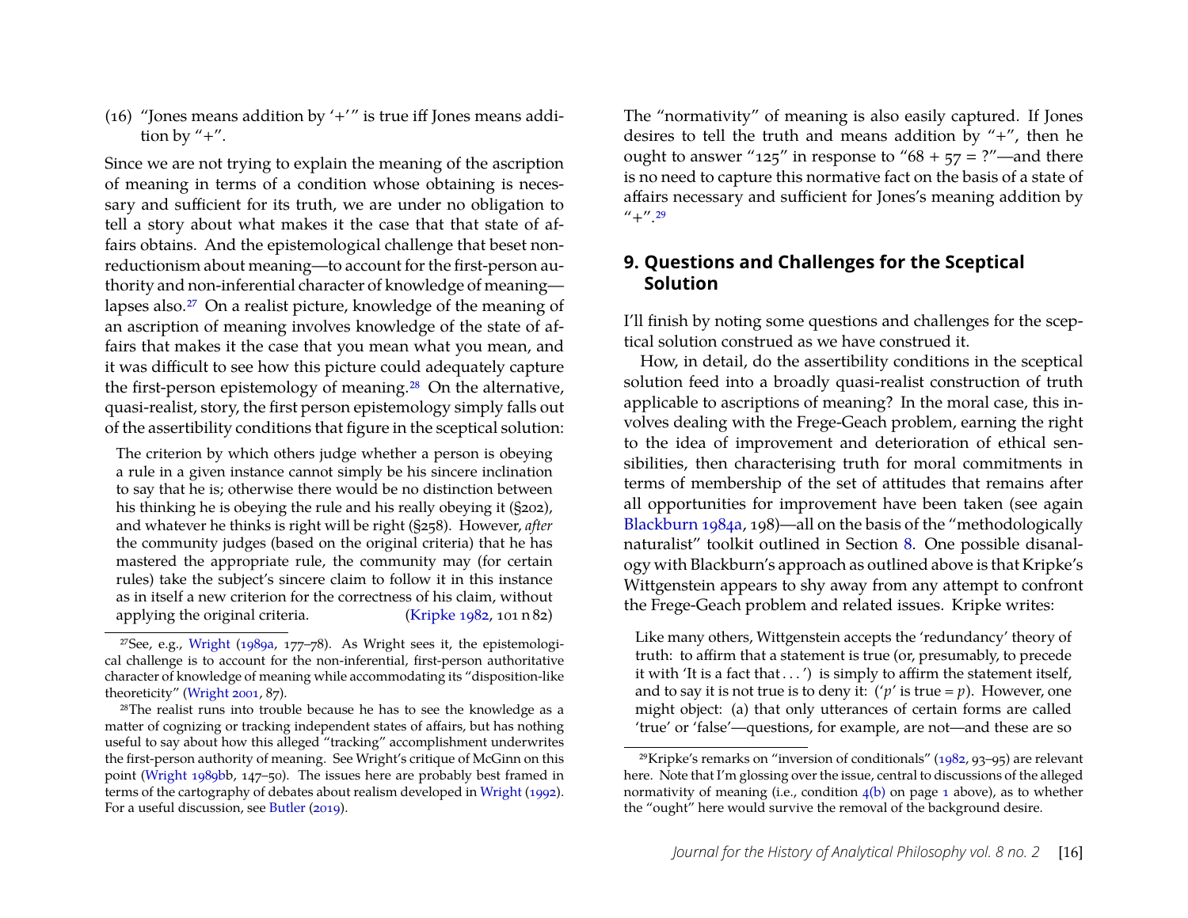(16) "Jones means addition by '+'" is true iff Jones means addition by "+".

Since we are not trying to explain the meaning of the ascription of meaning in terms of a condition whose obtaining is necessary and sufficient for its truth, we are under no obligation to tell a story about what makes it the case that that state of affairs obtains. And the epistemological challenge that beset non-reductionism about meaning—to account for the first-person authority and non-inferential character of knowledge of meaning—lapses also.[27] On a realist picture, knowledge of the meaning of an ascription of meaning involves knowledge of the state of affairs that makes it the case that you mean what you mean, and it was difficult to see how this picture could adequately capture the first-person epistemology of meaning.[28] On the alternative, quasi-realist, story, the first person epistemology simply falls out of the assertibility conditions that figure in the sceptical solution:

> The criterion by which others judge whether a person is obeying a rule in a given instance cannot simply be his sincere inclination to say that he is; otherwise there would be no distinction between his thinking he is obeying the rule and his really obeying it (§202), and whatever he thinks is right will be right (§258). However, *after* the community judges (based on the original criteria) that he has mastered the appropriate rule, the community may (for certain rules) take the subject's sincere claim to follow it in this instance as in itself a new criterion for the correctness of his claim, without applying the original criteria. (Kripke 1982, 101 n 82)

The "normativity" of meaning is also easily captured. If Jones desires to tell the truth and means addition by "+", then he ought to answer "125" in response to "68 + 57 = ?"—and there is no need to capture this normative fact on the basis of a state of affairs necessary and sufficient for Jones's meaning addition by "+".[29]

## 9. Questions and Challenges for the Sceptical Solution

I'll finish by noting some questions and challenges for the sceptical solution construed as we have construed it.

How, in detail, do the assertibility conditions in the sceptical solution feed into a broadly quasi-realist construction of truth applicable to ascriptions of meaning? In the moral case, this involves dealing with the Frege-Geach problem, earning the right to the idea of improvement and deterioration of ethical sensibilities, then characterising truth for moral commitments in terms of membership of the set of attitudes that remains after all opportunities for improvement have been taken (see again Blackburn 1984a, 198)—all on the basis of the "methodologically naturalist" toolkit outlined in Section 8. One possible disanalogy with Blackburn's approach as outlined above is that Kripke's Wittgenstein appears to shy away from any attempt to confront the Frege-Geach problem and related issues. Kripke writes:

> Like many others, Wittgenstein accepts the 'redundancy' theory of truth: to affirm that a statement is true (or, presumably, to precede it with 'It is a fact that . . . ') is simply to affirm the statement itself, and to say it is not true is to deny it: ('*p*' is true = *p*). However, one might object: (a) that only utterances of certain forms are called 'true' or 'false'—questions, for example, are not—and these are so

[27] See, e.g., Wright (1989a, 177–78). As Wright sees it, the epistemological challenge is to account for the non-inferential, first-person authoritative character of knowledge of meaning while accommodating its "disposition-like theoreticity" (Wright 2001, 87).

[28] The realist runs into trouble because he has to see the knowledge as a matter of cognizing or tracking independent states of affairs, but has nothing useful to say about how this alleged "tracking" accomplishment underwrites the first-person authority of meaning. See Wright's critique of McGinn on this point (Wright 1989bb, 147–50). The issues here are probably best framed in terms of the cartography of debates about realism developed in Wright (1992). For a useful discussion, see Butler (2019).

[29] Kripke's remarks on "inversion of conditionals" (1982, 93–95) are relevant here. Note that I'm glossing over the issue, central to discussions of the alleged normativity of meaning (i.e., condition 4(b) on page 1 above), as to whether the "ought" here would survive the removal of the background desire.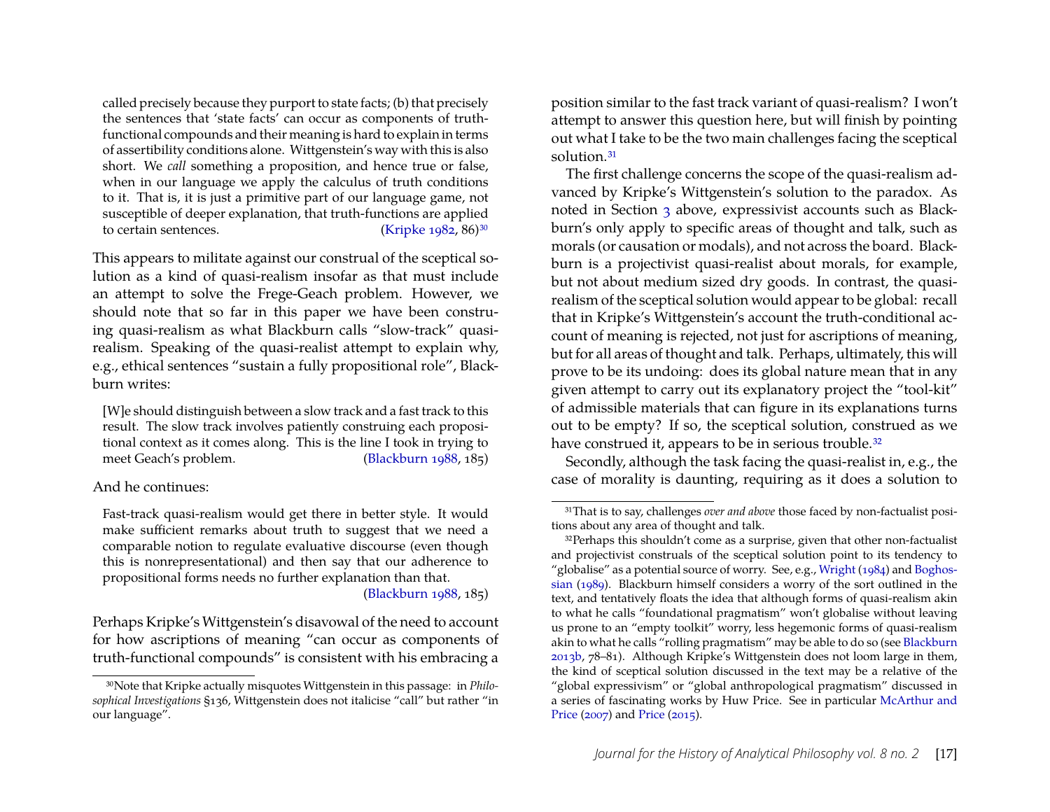> called precisely because they purport to state facts; (b) that precisely the sentences that 'state facts' can occur as components of truth-functional compounds and their meaning is hard to explain in terms of assertibility conditions alone. Wittgenstein's way with this is also short. We *call* something a proposition, and hence true or false, when in our language we apply the calculus of truth conditions to it. That is, it is just a primitive part of our language game, not susceptible of deeper explanation, that truth-functions are applied to certain sentences. (Kripke 1982, 86)[30]

This appears to militate against our construal of the sceptical solution as a kind of quasi-realism insofar as that must include an attempt to solve the Frege-Geach problem. However, we should note that so far in this paper we have been construing quasi-realism as what Blackburn calls "slow-track" quasi-realism. Speaking of the quasi-realist attempt to explain why, e.g., ethical sentences "sustain a fully propositional role", Blackburn writes:

> [W]e should distinguish between a slow track and a fast track to this result. The slow track involves patiently construing each propositional context as it comes along. This is the line I took in trying to meet Geach's problem. (Blackburn 1988, 185)

And he continues:

> Fast-track quasi-realism would get there in better style. It would make sufficient remarks about truth to suggest that we need a comparable notion to regulate evaluative discourse (even though this is nonrepresentational) and then say that our adherence to propositional forms needs no further explanation than that. (Blackburn 1988, 185)

Perhaps Kripke's Wittgenstein's disavowal of the need to account for how ascriptions of meaning "can occur as components of truth-functional compounds" is consistent with his embracing a position similar to the fast track variant of quasi-realism? I won't attempt to answer this question here, but will finish by pointing out what I take to be the two main challenges facing the sceptical solution.[31]

The first challenge concerns the scope of the quasi-realism advanced by Kripke's Wittgenstein's solution to the paradox. As noted in Section 3 above, expressivist accounts such as Blackburn's only apply to specific areas of thought and talk, such as morals (or causation or modals), and not across the board. Blackburn is a projectivist quasi-realist about morals, for example, but not about medium sized dry goods. In contrast, the quasi-realism of the sceptical solution would appear to be global: recall that in Kripke's Wittgenstein's account the truth-conditional account of meaning is rejected, not just for ascriptions of meaning, but for all areas of thought and talk. Perhaps, ultimately, this will prove to be its undoing: does its global nature mean that in any given attempt to carry out its explanatory project the "tool-kit" of admissible materials that can figure in its explanations turns out to be empty? If so, the sceptical solution, construed as we have construed it, appears to be in serious trouble.[32]

Secondly, although the task facing the quasi-realist in, e.g., the case of morality is daunting, requiring as it does a solution to

---

[30] Note that Kripke actually misquotes Wittgenstein in this passage: in *Philosophical Investigations* §136, Wittgenstein does not italicise "call" but rather "in our language".

[31] That is to say, challenges *over and above* those faced by non-factualist positions about any area of thought and talk.

[32] Perhaps this shouldn't come as a surprise, given that other non-factualist and projectivist construals of the sceptical solution point to its tendency to "globalise" as a potential source of worry. See, e.g., Wright (1984) and Boghossian (1989). Blackburn himself considers a worry of the sort outlined in the text, and tentatively floats the idea that although forms of quasi-realism akin to what he calls "foundational pragmatism" won't globalise without leaving us prone to an "empty toolkit" worry, less hegemonic forms of quasi-realism akin to what he calls "rolling pragmatism" may be able to do so (see Blackburn 2013b, 78–81). Although Kripke's Wittgenstein does not loom large in them, the kind of sceptical solution discussed in the text may be a relative of the "global expressivism" or "global anthropological pragmatism" discussed in a series of fascinating works by Huw Price. See in particular McArthur and Price (2007) and Price (2015).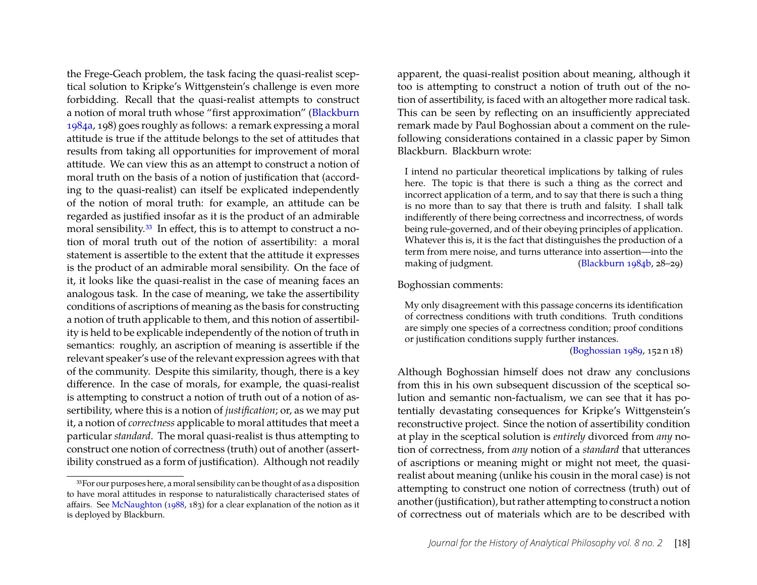the Frege-Geach problem, the task facing the quasi-realist sceptical solution to Kripke's Wittgenstein's challenge is even more forbidding. Recall that the quasi-realist attempts to construct a notion of moral truth whose "first approximation" (Blackburn 1984a, 198) goes roughly as follows: a remark expressing a moral attitude is true if the attitude belongs to the set of attitudes that results from taking all opportunities for improvement of moral attitude. We can view this as an attempt to construct a notion of moral truth on the basis of a notion of justification that (according to the quasi-realist) can itself be explicated independently of the notion of moral truth: for example, an attitude can be regarded as justified insofar as it is the product of an admirable moral sensibility.[33] In effect, this is to attempt to construct a notion of moral truth out of the notion of assertibility: a moral statement is assertible to the extent that the attitude it expresses is the product of an admirable moral sensibility. On the face of it, it looks like the quasi-realist in the case of meaning faces an analogous task. In the case of meaning, we take the assertibility conditions of ascriptions of meaning as the basis for constructing a notion of truth applicable to them, and this notion of assertibility is held to be explicable independently of the notion of truth in semantics: roughly, an ascription of meaning is assertible if the relevant speaker's use of the relevant expression agrees with that of the community. Despite this similarity, though, there is a key difference. In the case of morals, for example, the quasi-realist is attempting to construct a notion of truth out of a notion of assertibility, where this is a notion of *justification*; or, as we may put it, a notion of *correctness* applicable to moral attitudes that meet a particular *standard*. The moral quasi-realist is thus attempting to construct one notion of correctness (truth) out of another (assertibility construed as a form of justification). Although not readily apparent, the quasi-realist position about meaning, although it too is attempting to construct a notion of truth out of the notion of assertibility, is faced with an altogether more radical task. This can be seen by reflecting on an insufficiently appreciated remark made by Paul Boghossian about a comment on the rule-following considerations contained in a classic paper by Simon Blackburn. Blackburn wrote:

> I intend no particular theoretical implications by talking of rules here. The topic is that there is such a thing as the correct and incorrect application of a term, and to say that there is such a thing is no more than to say that there is truth and falsity. I shall talk indifferently of there being correctness and incorrectness, of words being rule-governed, and of their obeying principles of application. Whatever this is, it is the fact that distinguishes the production of a term from mere noise, and turns utterance into assertion—into the making of judgment. (Blackburn 1984b, 28–29)

Boghossian comments:

> My only disagreement with this passage concerns its identification of correctness conditions with truth conditions. Truth conditions are simply one species of a correctness condition; proof conditions or justification conditions supply further instances. (Boghossian 1989, 152 n 18)

Although Boghossian himself does not draw any conclusions from this in his own subsequent discussion of the sceptical solution and semantic non-factualism, we can see that it has potentially devastating consequences for Kripke's Wittgenstein's reconstructive project. Since the notion of assertibility condition at play in the sceptical solution is *entirely* divorced from *any* notion of correctness, from *any* notion of a *standard* that utterances of ascriptions or meaning might or might not meet, the quasi-realist about meaning (unlike his cousin in the moral case) is not attempting to construct one notion of correctness (truth) out of another (justification), but rather attempting to construct a notion of correctness out of materials which are to be described with

[33] For our purposes here, a moral sensibility can be thought of as a disposition to have moral attitudes in response to naturalistically characterised states of affairs. See McNaughton (1988, 183) for a clear explanation of the notion as it is deployed by Blackburn.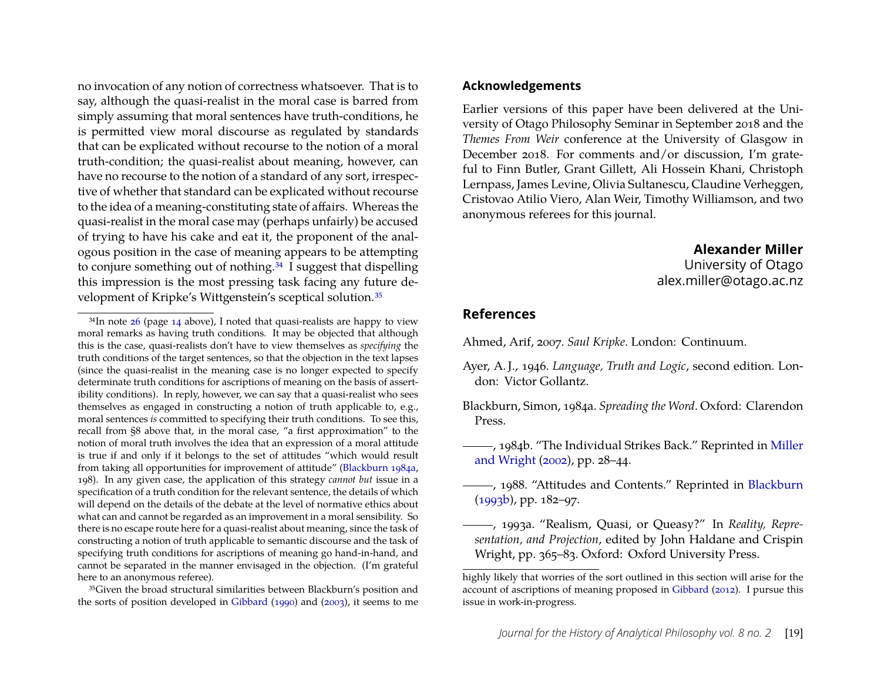no invocation of any notion of correctness whatsoever. That is to say, although the quasi-realist in the moral case is barred from simply assuming that moral sentences have truth-conditions, he is permitted view moral discourse as regulated by standards that can be explicated without recourse to the notion of a moral truth-condition; the quasi-realist about meaning, however, can have no recourse to the notion of a standard of any sort, irrespective of whether that standard can be explicated without recourse to the idea of a meaning-constituting state of affairs. Whereas the quasi-realist in the moral case may (perhaps unfairly) be accused of trying to have his cake and eat it, the proponent of the analogous position in the case of meaning appears to be attempting to conjure something out of nothing.[34] I suggest that dispelling this impression is the most pressing task facing any future development of Kripke's Wittgenstein's sceptical solution.[35]

[34]In note 26 (page 14 above), I noted that quasi-realists are happy to view moral remarks as having truth conditions. It may be objected that although this is the case, quasi-realists don't have to view themselves as *specifying* the truth conditions of the target sentences, so that the objection in the text lapses (since the quasi-realist in the meaning case is no longer expected to specify determinate truth conditions for ascriptions of meaning on the basis of assertibility conditions). In reply, however, we can say that a quasi-realist who sees themselves as engaged in constructing a notion of truth applicable to, e.g., moral sentences *is* committed to specifying their truth conditions. To see this, recall from §8 above that, in the moral case, "a first approximation" to the notion of moral truth involves the idea that an expression of a moral attitude is true if and only if it belongs to the set of attitudes "which would result from taking all opportunities for improvement of attitude" (Blackburn 1984a, 198). In any given case, the application of this strategy *cannot but* issue in a specification of a truth condition for the relevant sentence, the details of which will depend on the details of the debate at the level of normative ethics about what can and cannot be regarded as an improvement in a moral sensibility. So there is no escape route here for a quasi-realist about meaning, since the task of constructing a notion of truth applicable to semantic discourse and the task of specifying truth conditions for ascriptions of meaning go hand-in-hand, and cannot be separated in the manner envisaged in the objection. (I'm grateful here to an anonymous referee).

[35]Given the broad structural similarities between Blackburn's position and the sorts of position developed in Gibbard (1990) and (2003), it seems to me highly likely that worries of the sort outlined in this section will arise for the account of ascriptions of meaning proposed in Gibbard (2012). I pursue this issue in work-in-progress.

## Acknowledgements

Earlier versions of this paper have been delivered at the University of Otago Philosophy Seminar in September 2018 and the *Themes From Weir* conference at the University of Glasgow in December 2018. For comments and/or discussion, I'm grateful to Finn Butler, Grant Gillett, Ali Hossein Khani, Christoph Lernpass, James Levine, Olivia Sultanescu, Claudine Verheggen, Cristovao Atilio Viero, Alan Weir, Timothy Williamson, and two anonymous referees for this journal.

**Alexander Miller**
University of Otago
alex.miller@otago.ac.nz

## References

Ahmed, Arif, 2007. *Saul Kripke*. London: Continuum.

Ayer, A. J., 1946. *Language, Truth and Logic*, second edition. London: Victor Gollantz.

Blackburn, Simon, 1984a. *Spreading the Word*. Oxford: Clarendon Press.

———, 1984b. "The Individual Strikes Back." Reprinted in Miller and Wright (2002), pp. 28–44.

———, 1988. "Attitudes and Contents." Reprinted in Blackburn (1993b), pp. 182–97.

———, 1993a. "Realism, Quasi, or Queasy?" In *Reality, Representation, and Projection*, edited by John Haldane and Crispin Wright, pp. 365–83. Oxford: Oxford University Press.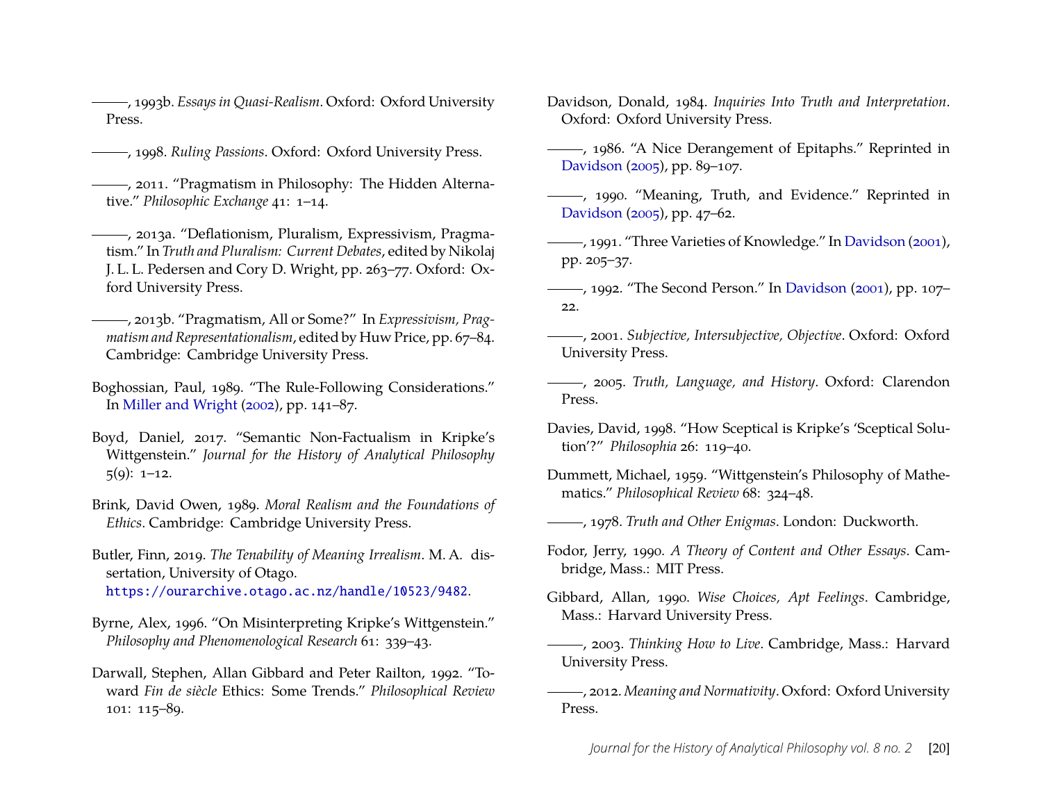———, 1993b. *Essays in Quasi-Realism*. Oxford: Oxford University Press.

———, 1998. *Ruling Passions*. Oxford: Oxford University Press.

———, 2011. "Pragmatism in Philosophy: The Hidden Alternative." *Philosophic Exchange* 41: 1–14.

———, 2013a. "Deflationism, Pluralism, Expressivism, Pragmatism." In *Truth and Pluralism: Current Debates*, edited by Nikolaj J. L. L. Pedersen and Cory D. Wright, pp. 263–77. Oxford: Oxford University Press.

———, 2013b. "Pragmatism, All or Some?" In *Expressivism, Pragmatism and Representationalism*, edited by Huw Price, pp. 67–84. Cambridge: Cambridge University Press.

Boghossian, Paul, 1989. "The Rule-Following Considerations." In Miller and Wright (2002), pp. 141–87.

Boyd, Daniel, 2017. "Semantic Non-Factualism in Kripke's Wittgenstein." *Journal for the History of Analytical Philosophy* 5(9): 1–12.

Brink, David Owen, 1989. *Moral Realism and the Foundations of Ethics*. Cambridge: Cambridge University Press.

Butler, Finn, 2019. *The Tenability of Meaning Irrealism*. M. A. dissertation, University of Otago. https://ourarchive.otago.ac.nz/handle/10523/9482.

Byrne, Alex, 1996. "On Misinterpreting Kripke's Wittgenstein." *Philosophy and Phenomenological Research* 61: 339–43.

Darwall, Stephen, Allan Gibbard and Peter Railton, 1992. "Toward *Fin de siècle* Ethics: Some Trends." *Philosophical Review* 101: 115–89.

Davidson, Donald, 1984. *Inquiries Into Truth and Interpretation*. Oxford: Oxford University Press.

———, 1986. "A Nice Derangement of Epitaphs." Reprinted in Davidson (2005), pp. 89–107.

———, 1990. "Meaning, Truth, and Evidence." Reprinted in Davidson (2005), pp. 47–62.

———, 1991. "Three Varieties of Knowledge." In Davidson (2001), pp. 205–37.

———, 1992. "The Second Person." In Davidson (2001), pp. 107–22.

———, 2001. *Subjective, Intersubjective, Objective*. Oxford: Oxford University Press.

———, 2005. *Truth, Language, and History*. Oxford: Clarendon Press.

Davies, David, 1998. "How Sceptical is Kripke's 'Sceptical Solution'?" *Philosophia* 26: 119–40.

Dummett, Michael, 1959. "Wittgenstein's Philosophy of Mathematics." *Philosophical Review* 68: 324–48.

———, 1978. *Truth and Other Enigmas*. London: Duckworth.

Fodor, Jerry, 1990. *A Theory of Content and Other Essays*. Cambridge, Mass.: MIT Press.

Gibbard, Allan, 1990. *Wise Choices, Apt Feelings*. Cambridge, Mass.: Harvard University Press.

———, 2003. *Thinking How to Live*. Cambridge, Mass.: Harvard University Press.

———, 2012. *Meaning and Normativity*. Oxford: Oxford University Press.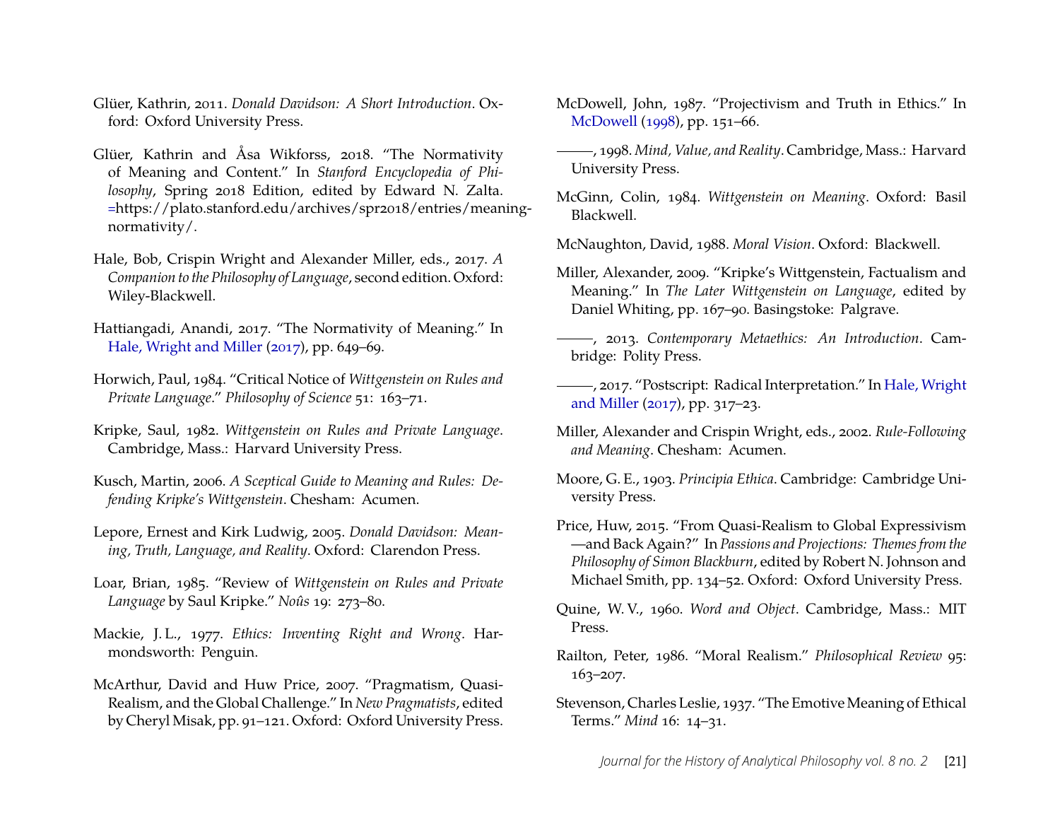Glüer, Kathrin, 2011. *Donald Davidson: A Short Introduction*. Oxford: Oxford University Press.

Glüer, Kathrin and Åsa Wikforss, 2018. "The Normativity of Meaning and Content." In *Stanford Encyclopedia of Philosophy*, Spring 2018 Edition, edited by Edward N. Zalta. =https://plato.stanford.edu/archives/spr2018/entries/meaning-normativity/.

Hale, Bob, Crispin Wright and Alexander Miller, eds., 2017. *A Companion to the Philosophy of Language*, second edition. Oxford: Wiley-Blackwell.

Hattiangadi, Anandi, 2017. "The Normativity of Meaning." In Hale, Wright and Miller (2017), pp. 649–69.

Horwich, Paul, 1984. "Critical Notice of *Wittgenstein on Rules and Private Language*." *Philosophy of Science* 51: 163–71.

Kripke, Saul, 1982. *Wittgenstein on Rules and Private Language*. Cambridge, Mass.: Harvard University Press.

Kusch, Martin, 2006. *A Sceptical Guide to Meaning and Rules: Defending Kripke's Wittgenstein*. Chesham: Acumen.

Lepore, Ernest and Kirk Ludwig, 2005. *Donald Davidson: Meaning, Truth, Language, and Reality*. Oxford: Clarendon Press.

Loar, Brian, 1985. "Review of *Wittgenstein on Rules and Private Language* by Saul Kripke." *Noûs* 19: 273–80.

Mackie, J. L., 1977. *Ethics: Inventing Right and Wrong*. Harmondsworth: Penguin.

McArthur, David and Huw Price, 2007. "Pragmatism, Quasi-Realism, and the Global Challenge." In *New Pragmatists*, edited by Cheryl Misak, pp. 91–121. Oxford: Oxford University Press.

McDowell, John, 1987. "Projectivism and Truth in Ethics." In McDowell (1998), pp. 151–66.

———, 1998. *Mind, Value, and Reality*. Cambridge, Mass.: Harvard University Press.

McGinn, Colin, 1984. *Wittgenstein on Meaning*. Oxford: Basil Blackwell.

McNaughton, David, 1988. *Moral Vision*. Oxford: Blackwell.

Miller, Alexander, 2009. "Kripke's Wittgenstein, Factualism and Meaning." In *The Later Wittgenstein on Language*, edited by Daniel Whiting, pp. 167–90. Basingstoke: Palgrave.

———, 2013. *Contemporary Metaethics: An Introduction*. Cambridge: Polity Press.

———, 2017. "Postscript: Radical Interpretation." In Hale, Wright and Miller (2017), pp. 317–23.

Miller, Alexander and Crispin Wright, eds., 2002. *Rule-Following and Meaning*. Chesham: Acumen.

Moore, G. E., 1903. *Principia Ethica*. Cambridge: Cambridge University Press.

Price, Huw, 2015. "From Quasi-Realism to Global Expressivism—and Back Again?" In *Passions and Projections: Themes from the Philosophy of Simon Blackburn*, edited by Robert N. Johnson and Michael Smith, pp. 134–52. Oxford: Oxford University Press.

Quine, W. V., 1960. *Word and Object*. Cambridge, Mass.: MIT Press.

Railton, Peter, 1986. "Moral Realism." *Philosophical Review* 95: 163–207.

Stevenson, Charles Leslie, 1937. "The Emotive Meaning of Ethical Terms." *Mind* 16: 14–31.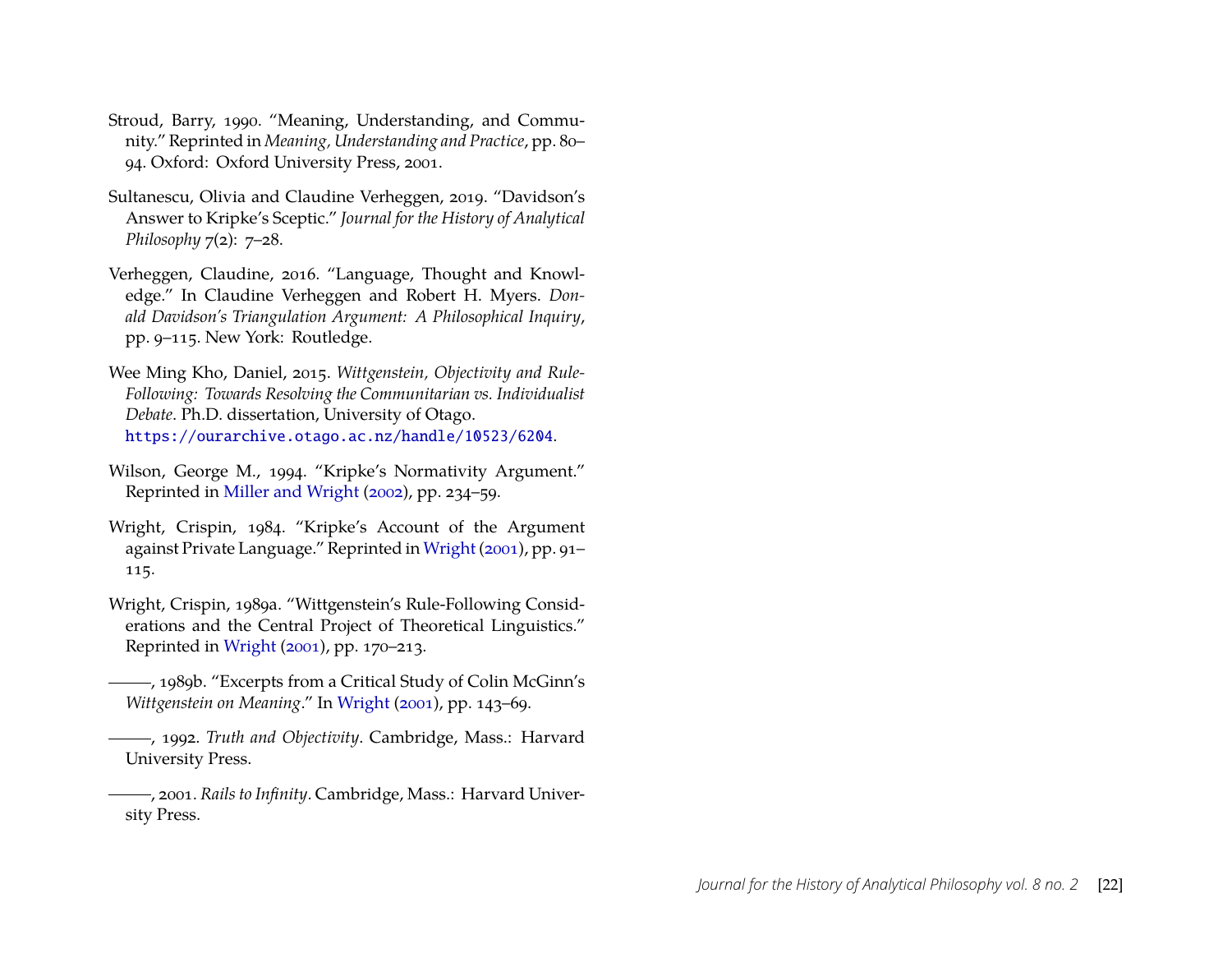Stroud, Barry, 1990. "Meaning, Understanding, and Community." Reprinted in *Meaning, Understanding and Practice*, pp. 80–94. Oxford: Oxford University Press, 2001.

Sultanescu, Olivia and Claudine Verheggen, 2019. "Davidson's Answer to Kripke's Sceptic." *Journal for the History of Analytical Philosophy* 7(2): 7–28.

Verheggen, Claudine, 2016. "Language, Thought and Knowledge." In Claudine Verheggen and Robert H. Myers. *Donald Davidson's Triangulation Argument: A Philosophical Inquiry*, pp. 9–115. New York: Routledge.

Wee Ming Kho, Daniel, 2015. *Wittgenstein, Objectivity and Rule-Following: Towards Resolving the Communitarian vs. Individualist Debate*. Ph.D. dissertation, University of Otago. https://ourarchive.otago.ac.nz/handle/10523/6204.

Wilson, George M., 1994. "Kripke's Normativity Argument." Reprinted in Miller and Wright (2002), pp. 234–59.

Wright, Crispin, 1984. "Kripke's Account of the Argument against Private Language." Reprinted in Wright (2001), pp. 91–115.

Wright, Crispin, 1989a. "Wittgenstein's Rule-Following Considerations and the Central Project of Theoretical Linguistics." Reprinted in Wright (2001), pp. 170–213.

———, 1989b. "Excerpts from a Critical Study of Colin McGinn's *Wittgenstein on Meaning*." In Wright (2001), pp. 143–69.

———, 1992. *Truth and Objectivity*. Cambridge, Mass.: Harvard University Press.

———, 2001. *Rails to Infinity*. Cambridge, Mass.: Harvard University Press.